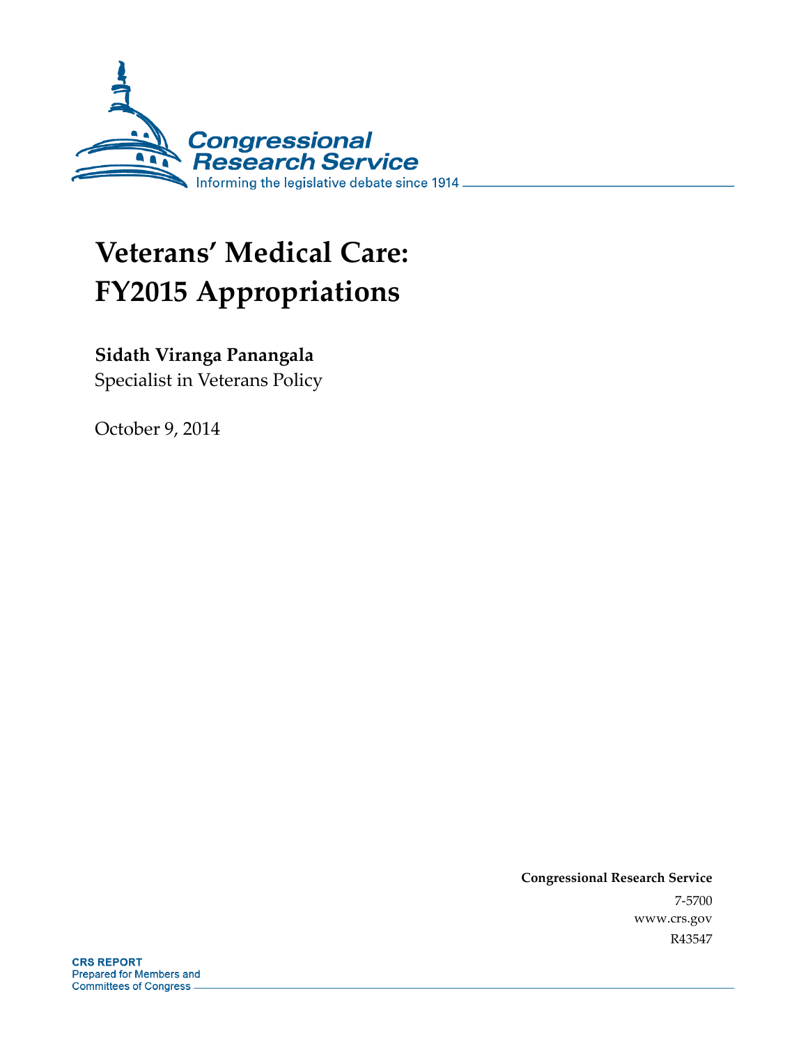# Veterans' Medical Care: FY2015 Appropriations

**Sidath Viranga Panangala**
Specialist in Veterans Policy

October 9, 2014

**Congressional Research Service**
7-5700
www.crs.gov
R43547

**CRS REPORT**
Prepared for Members and
Committees of Congress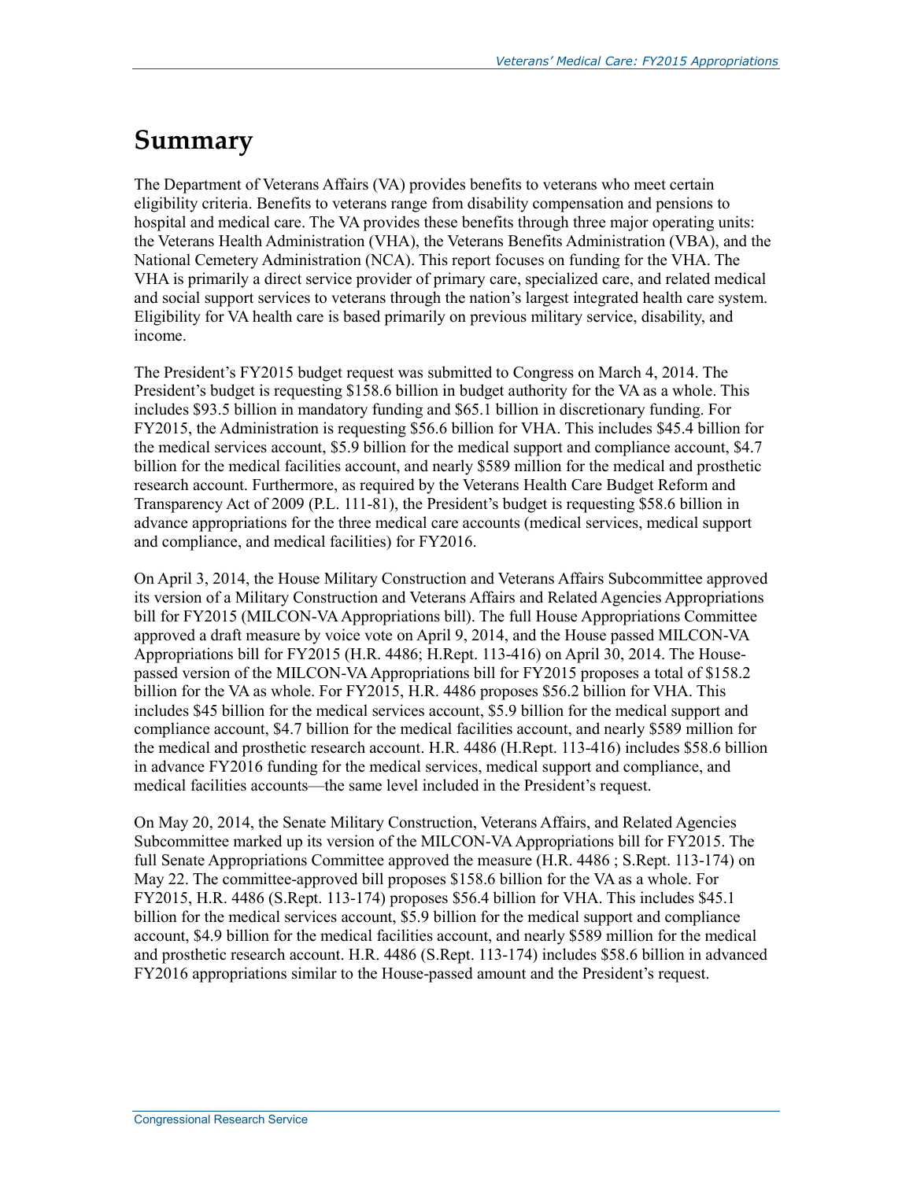# Summary

The Department of Veterans Affairs (VA) provides benefits to veterans who meet certain eligibility criteria. Benefits to veterans range from disability compensation and pensions to hospital and medical care. The VA provides these benefits through three major operating units: the Veterans Health Administration (VHA), the Veterans Benefits Administration (VBA), and the National Cemetery Administration (NCA). This report focuses on funding for the VHA. The VHA is primarily a direct service provider of primary care, specialized care, and related medical and social support services to veterans through the nation's largest integrated health care system. Eligibility for VA health care is based primarily on previous military service, disability, and income.

The President's FY2015 budget request was submitted to Congress on March 4, 2014. The President's budget is requesting $158.6 billion in budget authority for the VA as a whole. This includes $93.5 billion in mandatory funding and $65.1 billion in discretionary funding. For FY2015, the Administration is requesting $56.6 billion for VHA. This includes $45.4 billion for the medical services account, $5.9 billion for the medical support and compliance account, $4.7 billion for the medical facilities account, and nearly $589 million for the medical and prosthetic research account. Furthermore, as required by the Veterans Health Care Budget Reform and Transparency Act of 2009 (P.L. 111-81), the President's budget is requesting $58.6 billion in advance appropriations for the three medical care accounts (medical services, medical support and compliance, and medical facilities) for FY2016.

On April 3, 2014, the House Military Construction and Veterans Affairs Subcommittee approved its version of a Military Construction and Veterans Affairs and Related Agencies Appropriations bill for FY2015 (MILCON-VA Appropriations bill). The full House Appropriations Committee approved a draft measure by voice vote on April 9, 2014, and the House passed MILCON-VA Appropriations bill for FY2015 (H.R. 4486; H.Rept. 113-416) on April 30, 2014. The House-passed version of the MILCON-VA Appropriations bill for FY2015 proposes a total of $158.2 billion for the VA as whole. For FY2015, H.R. 4486 proposes $56.2 billion for VHA. This includes $45 billion for the medical services account, $5.9 billion for the medical support and compliance account, $4.7 billion for the medical facilities account, and nearly $589 million for the medical and prosthetic research account. H.R. 4486 (H.Rept. 113-416) includes $58.6 billion in advance FY2016 funding for the medical services, medical support and compliance, and medical facilities accounts—the same level included in the President's request.

On May 20, 2014, the Senate Military Construction, Veterans Affairs, and Related Agencies Subcommittee marked up its version of the MILCON-VA Appropriations bill for FY2015. The full Senate Appropriations Committee approved the measure (H.R. 4486 ; S.Rept. 113-174) on May 22. The committee-approved bill proposes $158.6 billion for the VA as a whole. For FY2015, H.R. 4486 (S.Rept. 113-174) proposes $56.4 billion for VHA. This includes $45.1 billion for the medical services account, $5.9 billion for the medical support and compliance account, $4.9 billion for the medical facilities account, and nearly $589 million for the medical and prosthetic research account. H.R. 4486 (S.Rept. 113-174) includes $58.6 billion in advanced FY2016 appropriations similar to the House-passed amount and the President's request.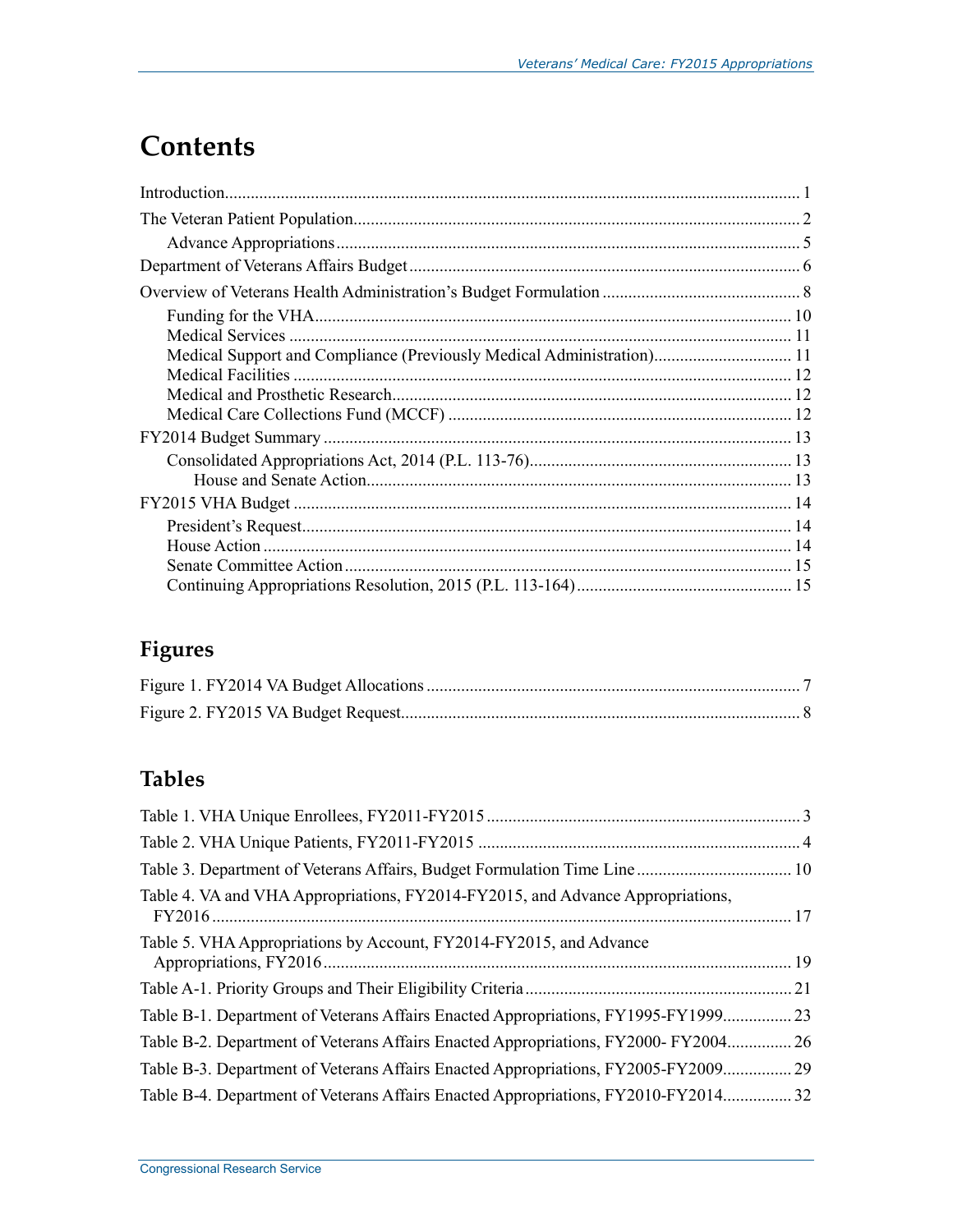# Contents

Introduction ..... 1

The Veteran Patient Population ..... 2

- Advance Appropriations ..... 5

Department of Veterans Affairs Budget ..... 6

Overview of Veterans Health Administration's Budget Formulation ..... 8

- Funding for the VHA ..... 10
- Medical Services ..... 11
- Medical Support and Compliance (Previously Medical Administration) ..... 11
- Medical Facilities ..... 12
- Medical and Prosthetic Research ..... 12
- Medical Care Collections Fund (MCCF) ..... 12

FY2014 Budget Summary ..... 13

- Consolidated Appropriations Act, 2014 (P.L. 113-76) ..... 13
  - House and Senate Action ..... 13

FY2015 VHA Budget ..... 14

- President's Request ..... 14
- House Action ..... 14
- Senate Committee Action ..... 15
- Continuing Appropriations Resolution, 2015 (P.L. 113-164) ..... 15

## Figures

Figure 1. FY2014 VA Budget Allocations ..... 7

Figure 2. FY2015 VA Budget Request ..... 8

## Tables

Table 1. VHA Unique Enrollees, FY2011-FY2015 ..... 3

Table 2. VHA Unique Patients, FY2011-FY2015 ..... 4

Table 3. Department of Veterans Affairs, Budget Formulation Time Line ..... 10

Table 4. VA and VHA Appropriations, FY2014-FY2015, and Advance Appropriations, FY2016 ..... 17

Table 5. VHA Appropriations by Account, FY2014-FY2015, and Advance Appropriations, FY2016 ..... 19

Table A-1. Priority Groups and Their Eligibility Criteria ..... 21

Table B-1. Department of Veterans Affairs Enacted Appropriations, FY1995-FY1999 ..... 23

Table B-2. Department of Veterans Affairs Enacted Appropriations, FY2000- FY2004 ..... 26

Table B-3. Department of Veterans Affairs Enacted Appropriations, FY2005-FY2009 ..... 29

Table B-4. Department of Veterans Affairs Enacted Appropriations, FY2010-FY2014 ..... 32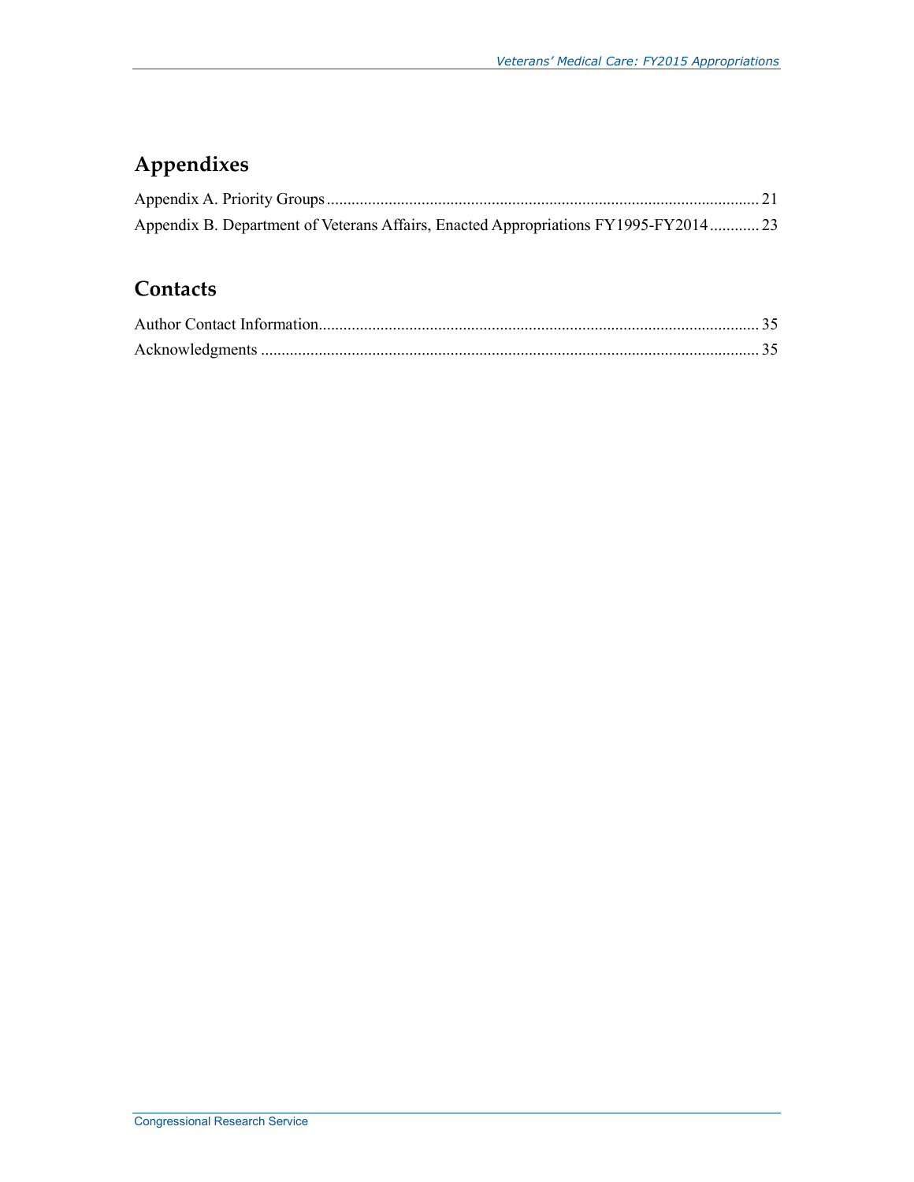## Appendixes

Appendix A. Priority Groups ........................................................................................................ 21
Appendix B. Department of Veterans Affairs, Enacted Appropriations FY1995-FY2014 ............ 23

## Contacts

Author Contact Information.......................................................................................................... 35
Acknowledgments ........................................................................................................................ 35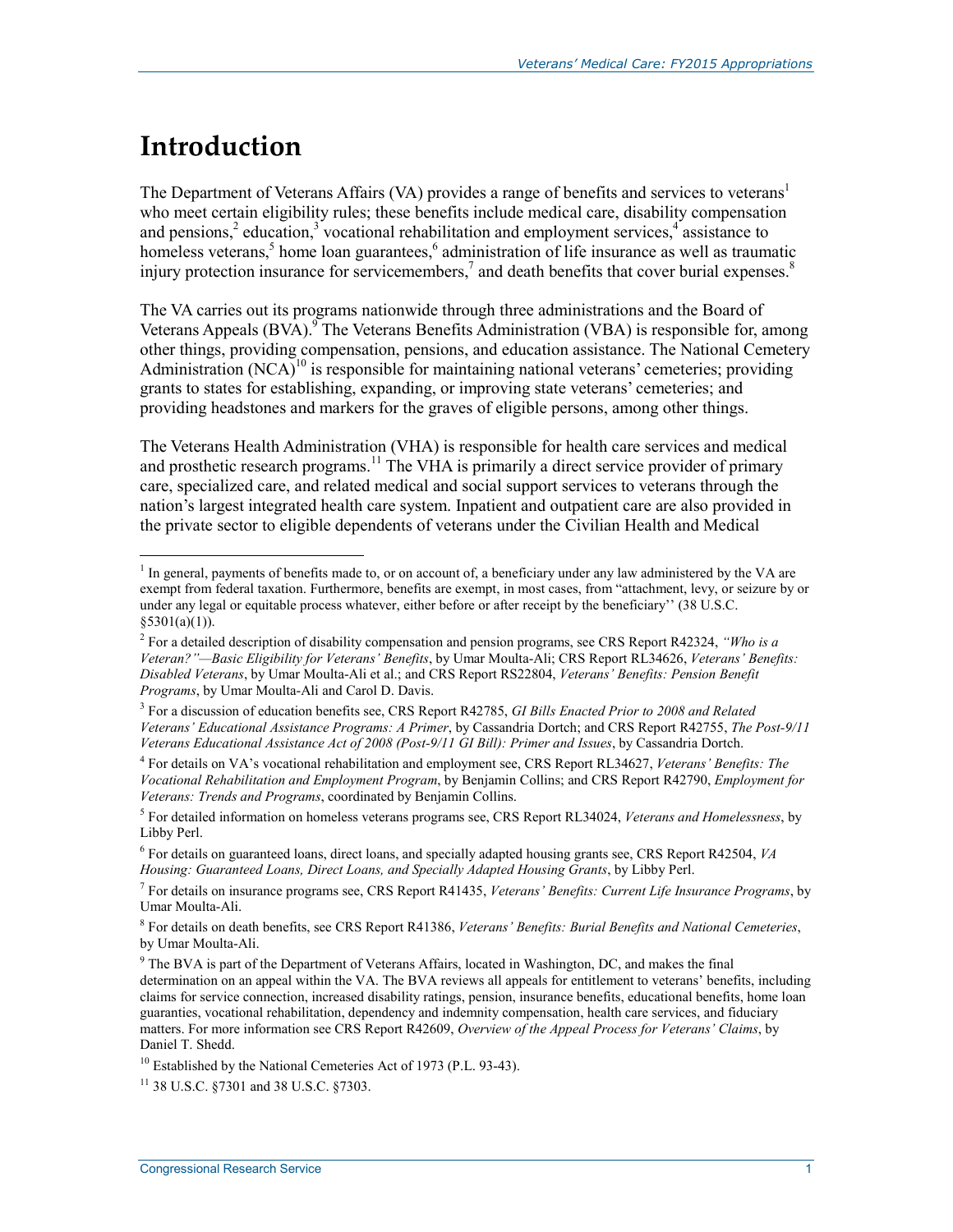# Introduction

The Department of Veterans Affairs (VA) provides a range of benefits and services to veterans[1] who meet certain eligibility rules; these benefits include medical care, disability compensation and pensions,[2] education,[3] vocational rehabilitation and employment services,[4] assistance to homeless veterans,[5] home loan guarantees,[6] administration of life insurance as well as traumatic injury protection insurance for servicemembers,[7] and death benefits that cover burial expenses.[8]

The VA carries out its programs nationwide through three administrations and the Board of Veterans Appeals (BVA).[9] The Veterans Benefits Administration (VBA) is responsible for, among other things, providing compensation, pensions, and education assistance. The National Cemetery Administration (NCA)[10] is responsible for maintaining national veterans' cemeteries; providing grants to states for establishing, expanding, or improving state veterans' cemeteries; and providing headstones and markers for the graves of eligible persons, among other things.

The Veterans Health Administration (VHA) is responsible for health care services and medical and prosthetic research programs.[11] The VHA is primarily a direct service provider of primary care, specialized care, and related medical and social support services to veterans through the nation's largest integrated health care system. Inpatient and outpatient care are also provided in the private sector to eligible dependents of veterans under the Civilian Health and Medical

---

[1] In general, payments of benefits made to, or on account of, a beneficiary under any law administered by the VA are exempt from federal taxation. Furthermore, benefits are exempt, in most cases, from "attachment, levy, or seizure by or under any legal or equitable process whatever, either before or after receipt by the beneficiary'' (38 U.S.C. §5301(a)(1)).

[2] For a detailed description of disability compensation and pension programs, see CRS Report R42324, *"Who is a Veteran?"—Basic Eligibility for Veterans' Benefits*, by Umar Moulta-Ali; CRS Report RL34626, *Veterans' Benefits: Disabled Veterans*, by Umar Moulta-Ali et al.; and CRS Report RS22804, *Veterans' Benefits: Pension Benefit Programs*, by Umar Moulta-Ali and Carol D. Davis.

[3] For a discussion of education benefits see, CRS Report R42785, *GI Bills Enacted Prior to 2008 and Related Veterans' Educational Assistance Programs: A Primer*, by Cassandria Dortch; and CRS Report R42755, *The Post-9/11 Veterans Educational Assistance Act of 2008 (Post-9/11 GI Bill): Primer and Issues*, by Cassandria Dortch.

[4] For details on VA's vocational rehabilitation and employment see, CRS Report RL34627, *Veterans' Benefits: The Vocational Rehabilitation and Employment Program*, by Benjamin Collins; and CRS Report R42790, *Employment for Veterans: Trends and Programs*, coordinated by Benjamin Collins.

[5] For detailed information on homeless veterans programs see, CRS Report RL34024, *Veterans and Homelessness*, by Libby Perl.

[6] For details on guaranteed loans, direct loans, and specially adapted housing grants see, CRS Report R42504, *VA Housing: Guaranteed Loans, Direct Loans, and Specially Adapted Housing Grants*, by Libby Perl.

[7] For details on insurance programs see, CRS Report R41435, *Veterans' Benefits: Current Life Insurance Programs*, by Umar Moulta-Ali.

[8] For details on death benefits, see CRS Report R41386, *Veterans' Benefits: Burial Benefits and National Cemeteries*, by Umar Moulta-Ali.

[9] The BVA is part of the Department of Veterans Affairs, located in Washington, DC, and makes the final determination on an appeal within the VA. The BVA reviews all appeals for entitlement to veterans' benefits, including claims for service connection, increased disability ratings, pension, insurance benefits, educational benefits, home loan guaranties, vocational rehabilitation, dependency and indemnity compensation, health care services, and fiduciary matters. For more information see CRS Report R42609, *Overview of the Appeal Process for Veterans' Claims*, by Daniel T. Shedd.

[10] Established by the National Cemeteries Act of 1973 (P.L. 93-43).

[11] 38 U.S.C. §7301 and 38 U.S.C. §7303.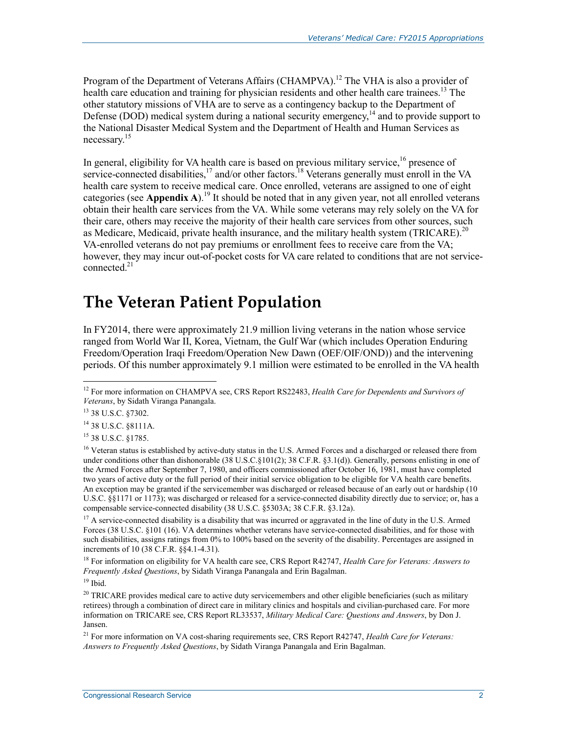Program of the Department of Veterans Affairs (CHAMPVA).[12] The VHA is also a provider of health care education and training for physician residents and other health care trainees.[13] The other statutory missions of VHA are to serve as a contingency backup to the Department of Defense (DOD) medical system during a national security emergency,[14] and to provide support to the National Disaster Medical System and the Department of Health and Human Services as necessary.[15]

In general, eligibility for VA health care is based on previous military service,[16] presence of service-connected disabilities,[17] and/or other factors.[18] Veterans generally must enroll in the VA health care system to receive medical care. Once enrolled, veterans are assigned to one of eight categories (see **Appendix A**).[19] It should be noted that in any given year, not all enrolled veterans obtain their health care services from the VA. While some veterans may rely solely on the VA for their care, others may receive the majority of their health care services from other sources, such as Medicare, Medicaid, private health insurance, and the military health system (TRICARE).[20] VA-enrolled veterans do not pay premiums or enrollment fees to receive care from the VA; however, they may incur out-of-pocket costs for VA care related to conditions that are not service-connected.[21]

# The Veteran Patient Population

In FY2014, there were approximately 21.9 million living veterans in the nation whose service ranged from World War II, Korea, Vietnam, the Gulf War (which includes Operation Enduring Freedom/Operation Iraqi Freedom/Operation New Dawn (OEF/OIF/OND)) and the intervening periods. Of this number approximately 9.1 million were estimated to be enrolled in the VA health

---

[12] For more information on CHAMPVA see, CRS Report RS22483, *Health Care for Dependents and Survivors of Veterans*, by Sidath Viranga Panangala.

[13] 38 U.S.C. §7302.

[14] 38 U.S.C. §8111A.

[15] 38 U.S.C. §1785.

[16] Veteran status is established by active-duty status in the U.S. Armed Forces and a discharged or released there from under conditions other than dishonorable (38 U.S.C.§101(2); 38 C.F.R. §3.1(d)). Generally, persons enlisting in one of the Armed Forces after September 7, 1980, and officers commissioned after October 16, 1981, must have completed two years of active duty or the full period of their initial service obligation to be eligible for VA health care benefits. An exception may be granted if the servicemember was discharged or released because of an early out or hardship (10 U.S.C. §§1171 or 1173); was discharged or released for a service-connected disability directly due to service; or, has a compensable service-connected disability (38 U.S.C. §5303A; 38 C.F.R. §3.12a).

[17] A service-connected disability is a disability that was incurred or aggravated in the line of duty in the U.S. Armed Forces (38 U.S.C. §101 (16). VA determines whether veterans have service-connected disabilities, and for those with such disabilities, assigns ratings from 0% to 100% based on the severity of the disability. Percentages are assigned in increments of 10 (38 C.F.R. §§4.1-4.31).

[18] For information on eligibility for VA health care see, CRS Report R42747, *Health Care for Veterans: Answers to Frequently Asked Questions*, by Sidath Viranga Panangala and Erin Bagalman.

[19] Ibid.

[20] TRICARE provides medical care to active duty servicemembers and other eligible beneficiaries (such as military retirees) through a combination of direct care in military clinics and hospitals and civilian-purchased care. For more information on TRICARE see, CRS Report RL33537, *Military Medical Care: Questions and Answers*, by Don J. Jansen.

[21] For more information on VA cost-sharing requirements see, CRS Report R42747, *Health Care for Veterans: Answers to Frequently Asked Questions*, by Sidath Viranga Panangala and Erin Bagalman.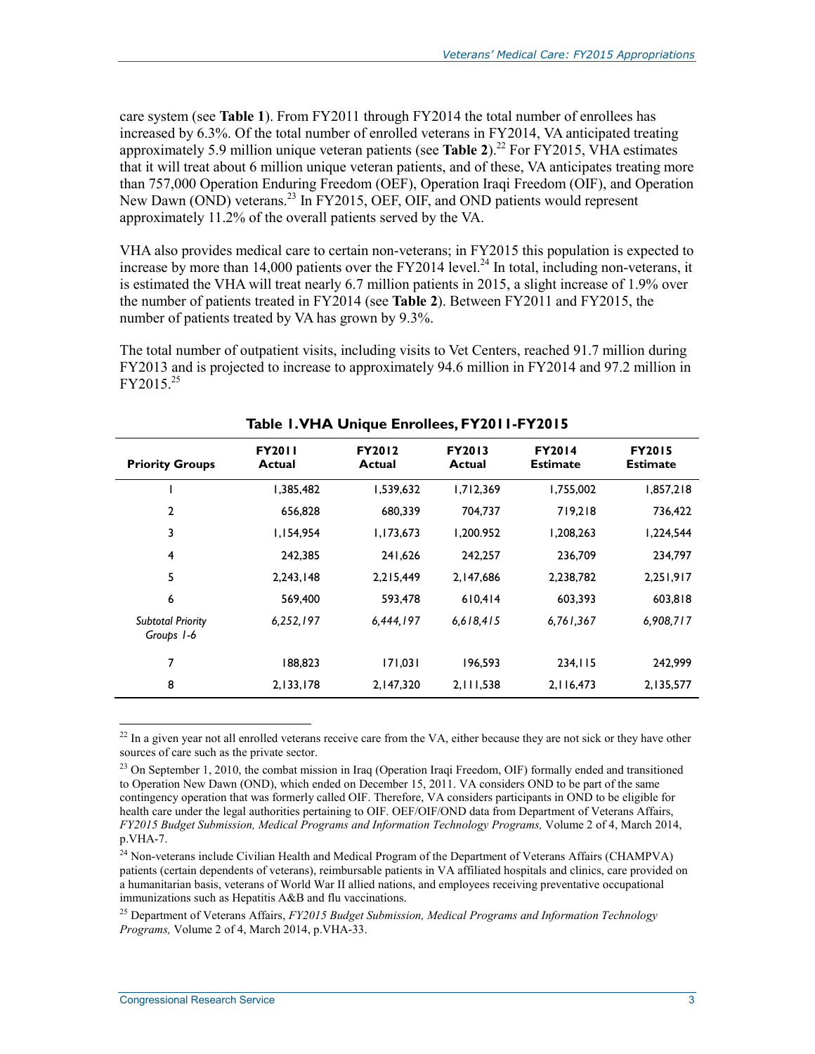care system (see **Table 1**). From FY2011 through FY2014 the total number of enrollees has increased by 6.3%. Of the total number of enrolled veterans in FY2014, VA anticipated treating approximately 5.9 million unique veteran patients (see **Table 2**).[22] For FY2015, VHA estimates that it will treat about 6 million unique veteran patients, and of these, VA anticipates treating more than 757,000 Operation Enduring Freedom (OEF), Operation Iraqi Freedom (OIF), and Operation New Dawn (OND) veterans.[23] In FY2015, OEF, OIF, and OND patients would represent approximately 11.2% of the overall patients served by the VA.

VHA also provides medical care to certain non-veterans; in FY2015 this population is expected to increase by more than 14,000 patients over the FY2014 level.[24] In total, including non-veterans, it is estimated the VHA will treat nearly 6.7 million patients in 2015, a slight increase of 1.9% over the number of patients treated in FY2014 (see **Table 2**). Between FY2011 and FY2015, the number of patients treated by VA has grown by 9.3%.

The total number of outpatient visits, including visits to Vet Centers, reached 91.7 million during FY2013 and is projected to increase to approximately 94.6 million in FY2014 and 97.2 million in FY2015.[25]

**Table 1. VHA Unique Enrollees, FY2011-FY2015**

| Priority Groups | FY2011 Actual | FY2012 Actual | FY2013 Actual | FY2014 Estimate | FY2015 Estimate |
|---|---|---|---|---|---|
| 1 | 1,385,482 | 1,539,632 | 1,712,369 | 1,755,002 | 1,857,218 |
| 2 | 656,828 | 680,339 | 704,737 | 719,218 | 736,422 |
| 3 | 1,154,954 | 1,173,673 | 1,200.952 | 1,208,263 | 1,224,544 |
| 4 | 242,385 | 241,626 | 242,257 | 236,709 | 234,797 |
| 5 | 2,243,148 | 2,215,449 | 2,147,686 | 2,238,782 | 2,251,917 |
| 6 | 569,400 | 593,478 | 610,414 | 603,393 | 603,818 |
| *Subtotal Priority Groups 1-6* | *6,252,197* | *6,444,197* | *6,618,415* | *6,761,367* | *6,908,717* |
| 7 | 188,823 | 171,031 | 196,593 | 234,115 | 242,999 |
| 8 | 2,133,178 | 2,147,320 | 2,111,538 | 2,116,473 | 2,135,577 |

[22] In a given year not all enrolled veterans receive care from the VA, either because they are not sick or they have other sources of care such as the private sector.

[23] On September 1, 2010, the combat mission in Iraq (Operation Iraqi Freedom, OIF) formally ended and transitioned to Operation New Dawn (OND), which ended on December 15, 2011. VA considers OND to be part of the same contingency operation that was formerly called OIF. Therefore, VA considers participants in OND to be eligible for health care under the legal authorities pertaining to OIF. OEF/OIF/OND data from Department of Veterans Affairs, *FY2015 Budget Submission, Medical Programs and Information Technology Programs,* Volume 2 of 4, March 2014, p.VHA-7.

[24] Non-veterans include Civilian Health and Medical Program of the Department of Veterans Affairs (CHAMPVA) patients (certain dependents of veterans), reimbursable patients in VA affiliated hospitals and clinics, care provided on a humanitarian basis, veterans of World War II allied nations, and employees receiving preventative occupational immunizations such as Hepatitis A&B and flu vaccinations.

[25] Department of Veterans Affairs, *FY2015 Budget Submission, Medical Programs and Information Technology Programs,* Volume 2 of 4, March 2014, p.VHA-33.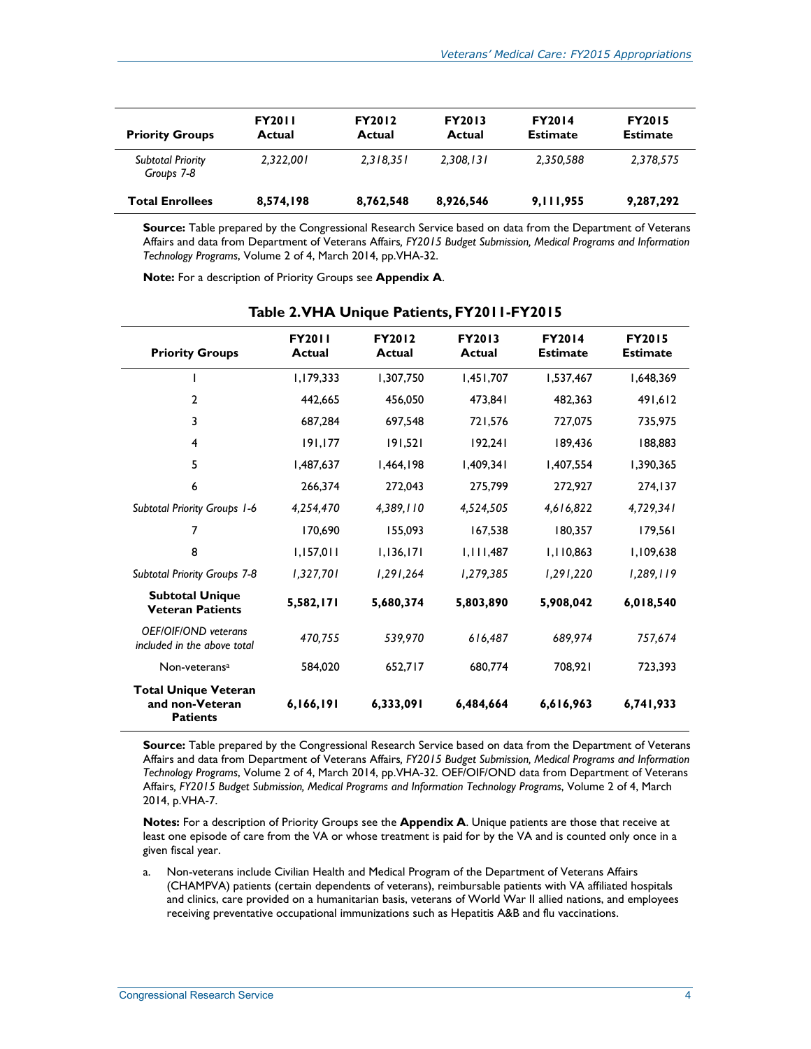| Priority Groups | FY2011 Actual | FY2012 Actual | FY2013 Actual | FY2014 Estimate | FY2015 Estimate |
|---|---|---|---|---|---|
| *Subtotal Priority Groups 7-8* | *2,322,001* | *2,318,351* | *2,308,131* | *2,350,588* | *2,378,575* |
| **Total Enrollees** | **8,574,198** | **8,762,548** | **8,926,546** | **9,111,955** | **9,287,292** |

**Source:** Table prepared by the Congressional Research Service based on data from the Department of Veterans Affairs and data from Department of Veterans Affairs, *FY2015 Budget Submission, Medical Programs and Information Technology Programs*, Volume 2 of 4, March 2014, pp.VHA-32.

**Note:** For a description of Priority Groups see **Appendix A**.

**Table 2. VHA Unique Patients, FY2011-FY2015**

| Priority Groups | FY2011 Actual | FY2012 Actual | FY2013 Actual | FY2014 Estimate | FY2015 Estimate |
|---|---|---|---|---|---|
| 1 | 1,179,333 | 1,307,750 | 1,451,707 | 1,537,467 | 1,648,369 |
| 2 | 442,665 | 456,050 | 473,841 | 482,363 | 491,612 |
| 3 | 687,284 | 697,548 | 721,576 | 727,075 | 735,975 |
| 4 | 191,177 | 191,521 | 192,241 | 189,436 | 188,883 |
| 5 | 1,487,637 | 1,464,198 | 1,409,341 | 1,407,554 | 1,390,365 |
| 6 | 266,374 | 272,043 | 275,799 | 272,927 | 274,137 |
| *Subtotal Priority Groups 1-6* | *4,254,470* | *4,389,110* | *4,524,505* | *4,616,822* | *4,729,341* |
| 7 | 170,690 | 155,093 | 167,538 | 180,357 | 179,561 |
| 8 | 1,157,011 | 1,136,171 | 1,111,487 | 1,110,863 | 1,109,638 |
| *Subtotal Priority Groups 7-8* | *1,327,701* | *1,291,264* | *1,279,385* | *1,291,220* | *1,289,119* |
| **Subtotal Unique Veteran Patients** | **5,582,171** | **5,680,374** | **5,803,890** | **5,908,042** | **6,018,540** |
| *OEF/OIF/OND veterans included in the above total* | *470,755* | *539,970* | *616,487* | *689,974* | *757,674* |
| Non-veterans[a] | 584,020 | 652,717 | 680,774 | 708,921 | 723,393 |
| **Total Unique Veteran and non-Veteran Patients** | **6,166,191** | **6,333,091** | **6,484,664** | **6,616,963** | **6,741,933** |

**Source:** Table prepared by the Congressional Research Service based on data from the Department of Veterans Affairs and data from Department of Veterans Affairs, *FY2015 Budget Submission, Medical Programs and Information Technology Programs*, Volume 2 of 4, March 2014, pp.VHA-32. OEF/OIF/OND data from Department of Veterans Affairs, *FY2015 Budget Submission, Medical Programs and Information Technology Programs*, Volume 2 of 4, March 2014, p.VHA-7.

**Notes:** For a description of Priority Groups see the **Appendix A**. Unique patients are those that receive at least one episode of care from the VA or whose treatment is paid for by the VA and is counted only once in a given fiscal year.

a. Non-veterans include Civilian Health and Medical Program of the Department of Veterans Affairs (CHAMPVA) patients (certain dependents of veterans), reimbursable patients with VA affiliated hospitals and clinics, care provided on a humanitarian basis, veterans of World War II allied nations, and employees receiving preventative occupational immunizations such as Hepatitis A&B and flu vaccinations.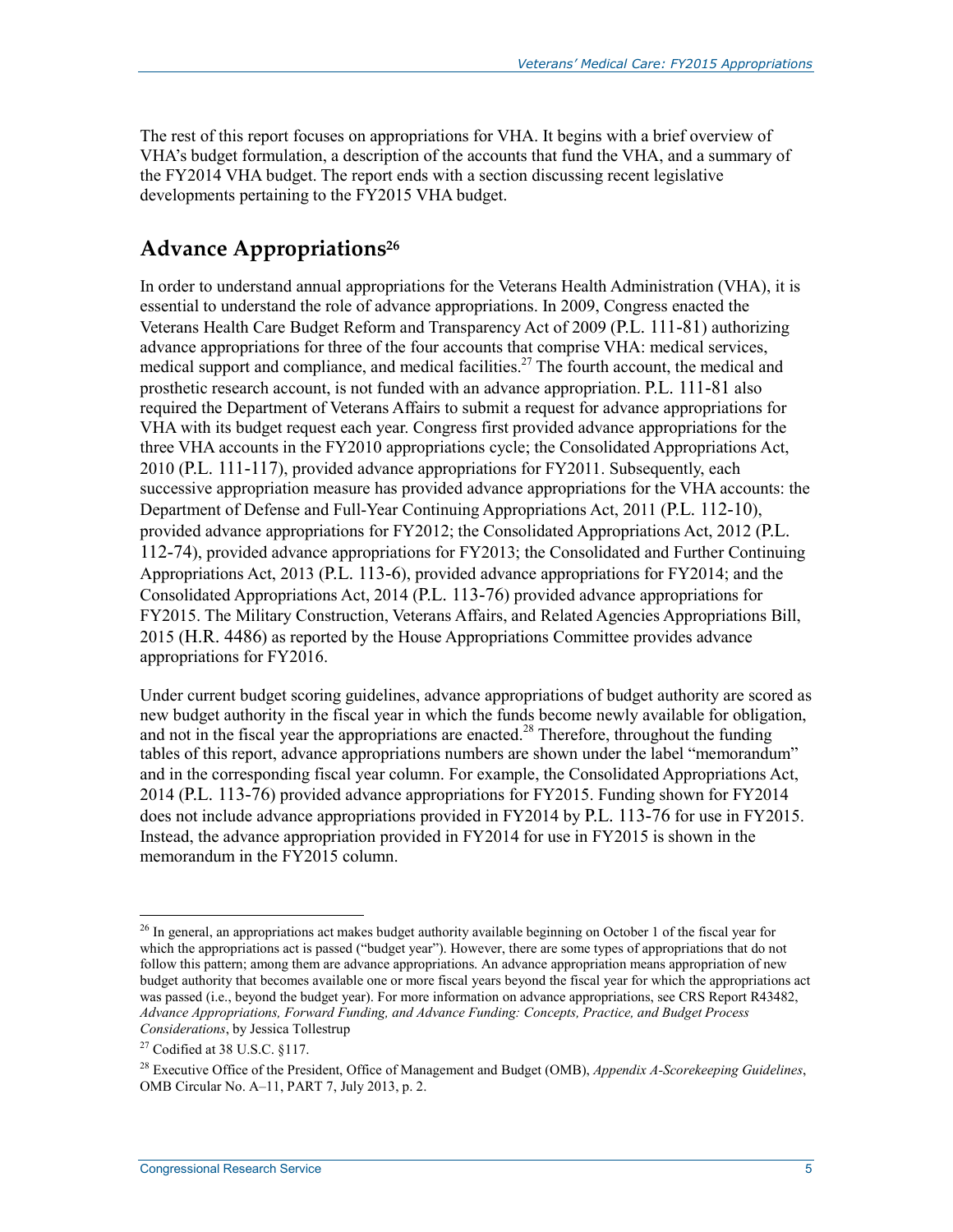The rest of this report focuses on appropriations for VHA. It begins with a brief overview of VHA's budget formulation, a description of the accounts that fund the VHA, and a summary of the FY2014 VHA budget. The report ends with a section discussing recent legislative developments pertaining to the FY2015 VHA budget.

## Advance Appropriations[26]

In order to understand annual appropriations for the Veterans Health Administration (VHA), it is essential to understand the role of advance appropriations. In 2009, Congress enacted the Veterans Health Care Budget Reform and Transparency Act of 2009 (P.L. 111-81) authorizing advance appropriations for three of the four accounts that comprise VHA: medical services, medical support and compliance, and medical facilities.[27] The fourth account, the medical and prosthetic research account, is not funded with an advance appropriation. P.L. 111-81 also required the Department of Veterans Affairs to submit a request for advance appropriations for VHA with its budget request each year. Congress first provided advance appropriations for the three VHA accounts in the FY2010 appropriations cycle; the Consolidated Appropriations Act, 2010 (P.L. 111-117), provided advance appropriations for FY2011. Subsequently, each successive appropriation measure has provided advance appropriations for the VHA accounts: the Department of Defense and Full-Year Continuing Appropriations Act, 2011 (P.L. 112-10), provided advance appropriations for FY2012; the Consolidated Appropriations Act, 2012 (P.L. 112-74), provided advance appropriations for FY2013; the Consolidated and Further Continuing Appropriations Act, 2013 (P.L. 113-6), provided advance appropriations for FY2014; and the Consolidated Appropriations Act, 2014 (P.L. 113-76) provided advance appropriations for FY2015. The Military Construction, Veterans Affairs, and Related Agencies Appropriations Bill, 2015 (H.R. 4486) as reported by the House Appropriations Committee provides advance appropriations for FY2016.

Under current budget scoring guidelines, advance appropriations of budget authority are scored as new budget authority in the fiscal year in which the funds become newly available for obligation, and not in the fiscal year the appropriations are enacted.[28] Therefore, throughout the funding tables of this report, advance appropriations numbers are shown under the label "memorandum" and in the corresponding fiscal year column. For example, the Consolidated Appropriations Act, 2014 (P.L. 113-76) provided advance appropriations for FY2015. Funding shown for FY2014 does not include advance appropriations provided in FY2014 by P.L. 113-76 for use in FY2015. Instead, the advance appropriation provided in FY2014 for use in FY2015 is shown in the memorandum in the FY2015 column.

---

[26] In general, an appropriations act makes budget authority available beginning on October 1 of the fiscal year for which the appropriations act is passed ("budget year"). However, there are some types of appropriations that do not follow this pattern; among them are advance appropriations. An advance appropriation means appropriation of new budget authority that becomes available one or more fiscal years beyond the fiscal year for which the appropriations act was passed (i.e., beyond the budget year). For more information on advance appropriations, see CRS Report R43482, *Advance Appropriations, Forward Funding, and Advance Funding: Concepts, Practice, and Budget Process Considerations*, by Jessica Tollestrup

[27] Codified at 38 U.S.C. §117.

[28] Executive Office of the President, Office of Management and Budget (OMB), *Appendix A-Scorekeeping Guidelines*, OMB Circular No. A–11, PART 7, July 2013, p. 2.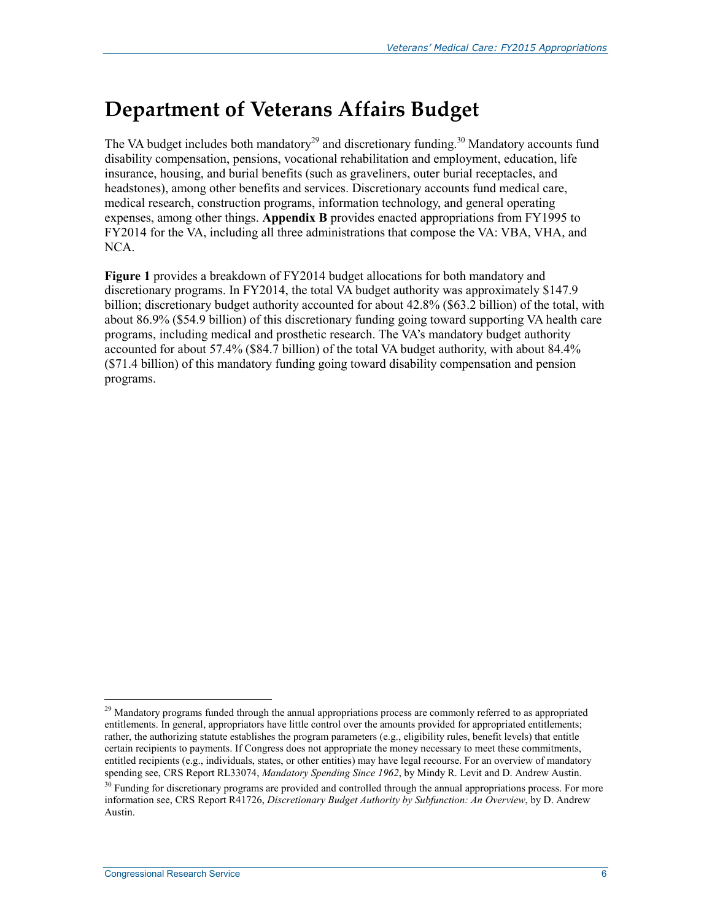# Department of Veterans Affairs Budget

The VA budget includes both mandatory[29] and discretionary funding.[30] Mandatory accounts fund disability compensation, pensions, vocational rehabilitation and employment, education, life insurance, housing, and burial benefits (such as graveliners, outer burial receptacles, and headstones), among other benefits and services. Discretionary accounts fund medical care, medical research, construction programs, information technology, and general operating expenses, among other things. **Appendix B** provides enacted appropriations from FY1995 to FY2014 for the VA, including all three administrations that compose the VA: VBA, VHA, and NCA.

**Figure 1** provides a breakdown of FY2014 budget allocations for both mandatory and discretionary programs. In FY2014, the total VA budget authority was approximately $147.9 billion; discretionary budget authority accounted for about 42.8% ($63.2 billion) of the total, with about 86.9% ($54.9 billion) of this discretionary funding going toward supporting VA health care programs, including medical and prosthetic research. The VA's mandatory budget authority accounted for about 57.4% ($84.7 billion) of the total VA budget authority, with about 84.4% ($71.4 billion) of this mandatory funding going toward disability compensation and pension programs.

---

[29] Mandatory programs funded through the annual appropriations process are commonly referred to as appropriated entitlements. In general, appropriators have little control over the amounts provided for appropriated entitlements; rather, the authorizing statute establishes the program parameters (e.g., eligibility rules, benefit levels) that entitle certain recipients to payments. If Congress does not appropriate the money necessary to meet these commitments, entitled recipients (e.g., individuals, states, or other entities) may have legal recourse. For an overview of mandatory spending see, CRS Report RL33074, *Mandatory Spending Since 1962*, by Mindy R. Levit and D. Andrew Austin.

[30] Funding for discretionary programs are provided and controlled through the annual appropriations process. For more information see, CRS Report R41726, *Discretionary Budget Authority by Subfunction: An Overview*, by D. Andrew Austin.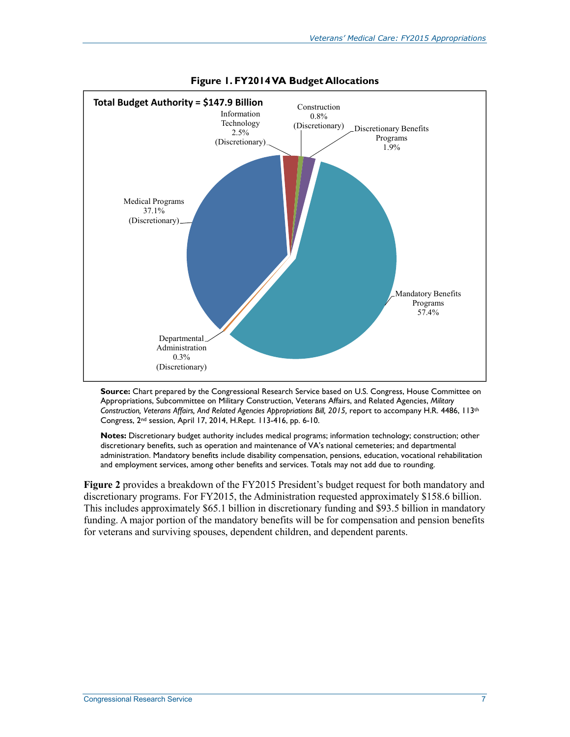**Figure 1. FY2014 VA Budget Allocations**

**Total Budget Authority = $147.9 Billion**

- Medical Programs 37.1% (Discretionary)
- Information Technology 2.5% (Discretionary)
- Construction 0.8% (Discretionary)
- Discretionary Benefits Programs 1.9%
- Mandatory Benefits Programs 57.4%
- Departmental Administration 0.3% (Discretionary)

**Source:** Chart prepared by the Congressional Research Service based on U.S. Congress, House Committee on Appropriations, Subcommittee on Military Construction, Veterans Affairs, and Related Agencies, *Military Construction, Veterans Affairs, And Related Agencies Appropriations Bill, 2015,* report to accompany H.R. 4486, 113th Congress, 2nd session, April 17, 2014, H.Rept. 113-416, pp. 6-10.

**Notes:** Discretionary budget authority includes medical programs; information technology; construction; other discretionary benefits, such as operation and maintenance of VA's national cemeteries; and departmental administration. Mandatory benefits include disability compensation, pensions, education, vocational rehabilitation and employment services, among other benefits and services. Totals may not add due to rounding.

**Figure 2** provides a breakdown of the FY2015 President's budget request for both mandatory and discretionary programs. For FY2015, the Administration requested approximately $158.6 billion. This includes approximately $65.1 billion in discretionary funding and $93.5 billion in mandatory funding. A major portion of the mandatory benefits will be for compensation and pension benefits for veterans and surviving spouses, dependent children, and dependent parents.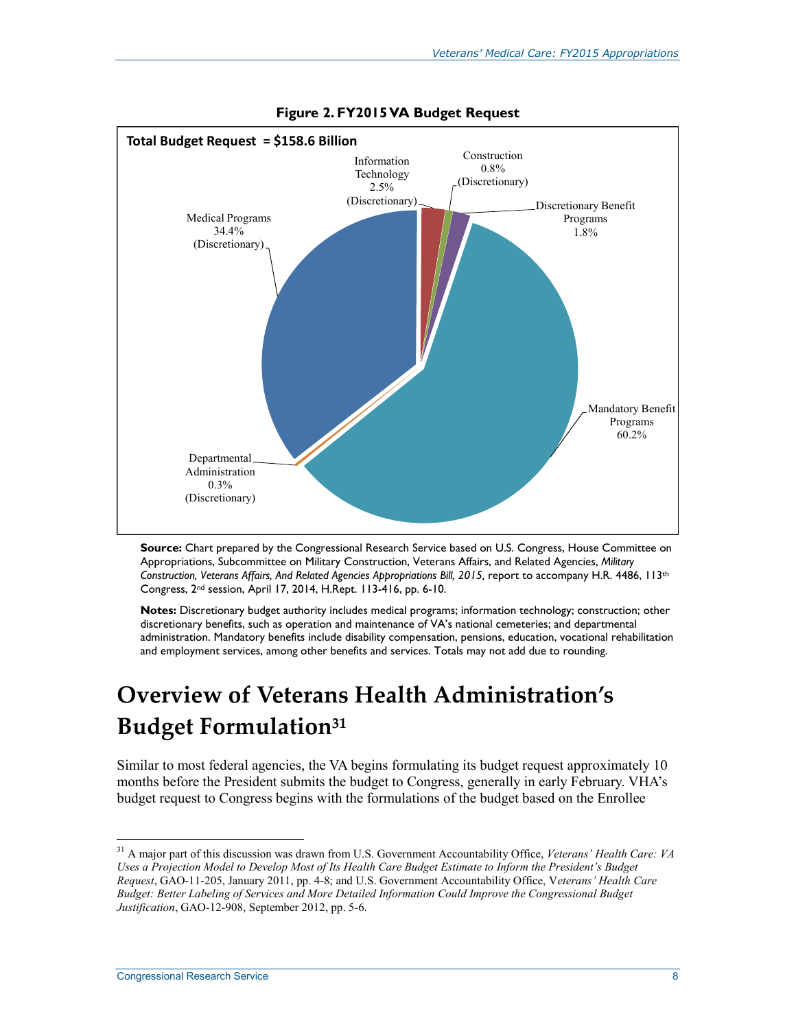**Figure 2. FY2015 VA Budget Request**

**Total Budget Request = $158.6 Billion**

Medical Programs 34.4% (Discretionary)

Information Technology 2.5% (Discretionary)

Construction 0.8% (Discretionary)

Discretionary Benefit Programs 1.8%

Mandatory Benefit Programs 60.2%

Departmental Administration 0.3% (Discretionary)

**Source:** Chart prepared by the Congressional Research Service based on U.S. Congress, House Committee on Appropriations, Subcommittee on Military Construction, Veterans Affairs, and Related Agencies, *Military Construction, Veterans Affairs, And Related Agencies Appropriations Bill, 2015,* report to accompany H.R. 4486, 113th Congress, 2nd session, April 17, 2014, H.Rept. 113-416, pp. 6-10.

**Notes:** Discretionary budget authority includes medical programs; information technology; construction; other discretionary benefits, such as operation and maintenance of VA's national cemeteries; and departmental administration. Mandatory benefits include disability compensation, pensions, education, vocational rehabilitation and employment services, among other benefits and services. Totals may not add due to rounding.

# Overview of Veterans Health Administration's Budget Formulation[31]

Similar to most federal agencies, the VA begins formulating its budget request approximately 10 months before the President submits the budget to Congress, generally in early February. VHA's budget request to Congress begins with the formulations of the budget based on the Enrollee

[31] A major part of this discussion was drawn from U.S. Government Accountability Office, *Veterans' Health Care: VA Uses a Projection Model to Develop Most of Its Health Care Budget Estimate to Inform the President's Budget Request*, GAO-11-205, January 2011, pp. 4-8; and U.S. Government Accountability Office, V*eterans' Health Care Budget: Better Labeling of Services and More Detailed Information Could Improve the Congressional Budget Justification*, GAO-12-908, September 2012, pp. 5-6.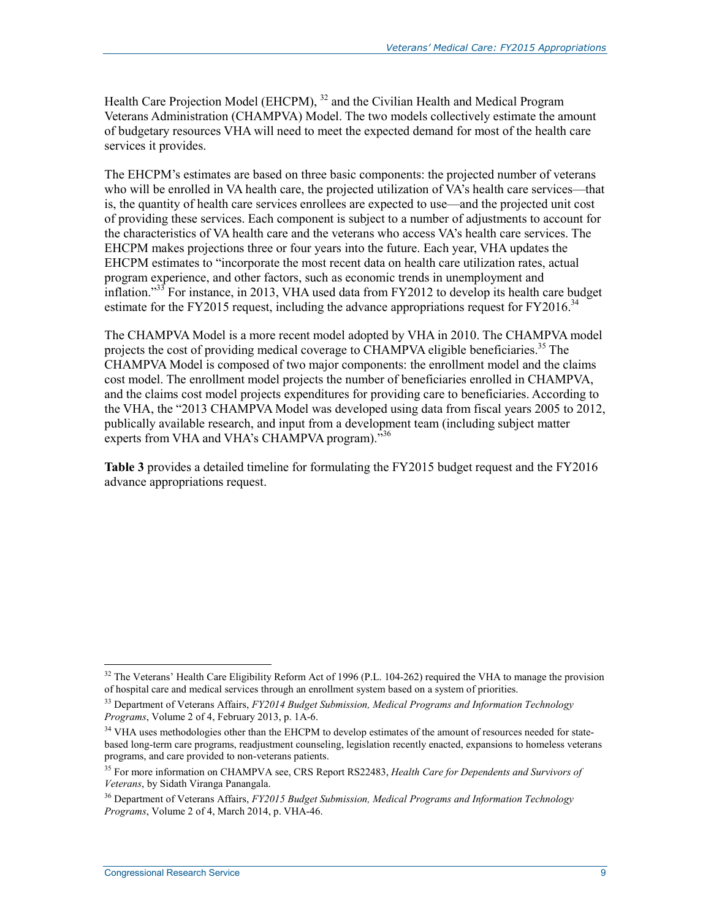Health Care Projection Model (EHCPM), [32] and the Civilian Health and Medical Program Veterans Administration (CHAMPVA) Model. The two models collectively estimate the amount of budgetary resources VHA will need to meet the expected demand for most of the health care services it provides.

The EHCPM's estimates are based on three basic components: the projected number of veterans who will be enrolled in VA health care, the projected utilization of VA's health care services—that is, the quantity of health care services enrollees are expected to use—and the projected unit cost of providing these services. Each component is subject to a number of adjustments to account for the characteristics of VA health care and the veterans who access VA's health care services. The EHCPM makes projections three or four years into the future. Each year, VHA updates the EHCPM estimates to "incorporate the most recent data on health care utilization rates, actual program experience, and other factors, such as economic trends in unemployment and inflation."[33] For instance, in 2013, VHA used data from FY2012 to develop its health care budget estimate for the FY2015 request, including the advance appropriations request for FY2016.[34]

The CHAMPVA Model is a more recent model adopted by VHA in 2010. The CHAMPVA model projects the cost of providing medical coverage to CHAMPVA eligible beneficiaries.[35] The CHAMPVA Model is composed of two major components: the enrollment model and the claims cost model. The enrollment model projects the number of beneficiaries enrolled in CHAMPVA, and the claims cost model projects expenditures for providing care to beneficiaries. According to the VHA, the "2013 CHAMPVA Model was developed using data from fiscal years 2005 to 2012, publically available research, and input from a development team (including subject matter experts from VHA and VHA's CHAMPVA program)."[36]

**Table 3** provides a detailed timeline for formulating the FY2015 budget request and the FY2016 advance appropriations request.

---

[32] The Veterans' Health Care Eligibility Reform Act of 1996 (P.L. 104-262) required the VHA to manage the provision of hospital care and medical services through an enrollment system based on a system of priorities.

[33] Department of Veterans Affairs, *FY2014 Budget Submission, Medical Programs and Information Technology Programs*, Volume 2 of 4, February 2013, p. 1A-6.

[34] VHA uses methodologies other than the EHCPM to develop estimates of the amount of resources needed for state-based long-term care programs, readjustment counseling, legislation recently enacted, expansions to homeless veterans programs, and care provided to non-veterans patients.

[35] For more information on CHAMPVA see, CRS Report RS22483, *Health Care for Dependents and Survivors of Veterans*, by Sidath Viranga Panangala.

[36] Department of Veterans Affairs, *FY2015 Budget Submission, Medical Programs and Information Technology Programs*, Volume 2 of 4, March 2014, p. VHA-46.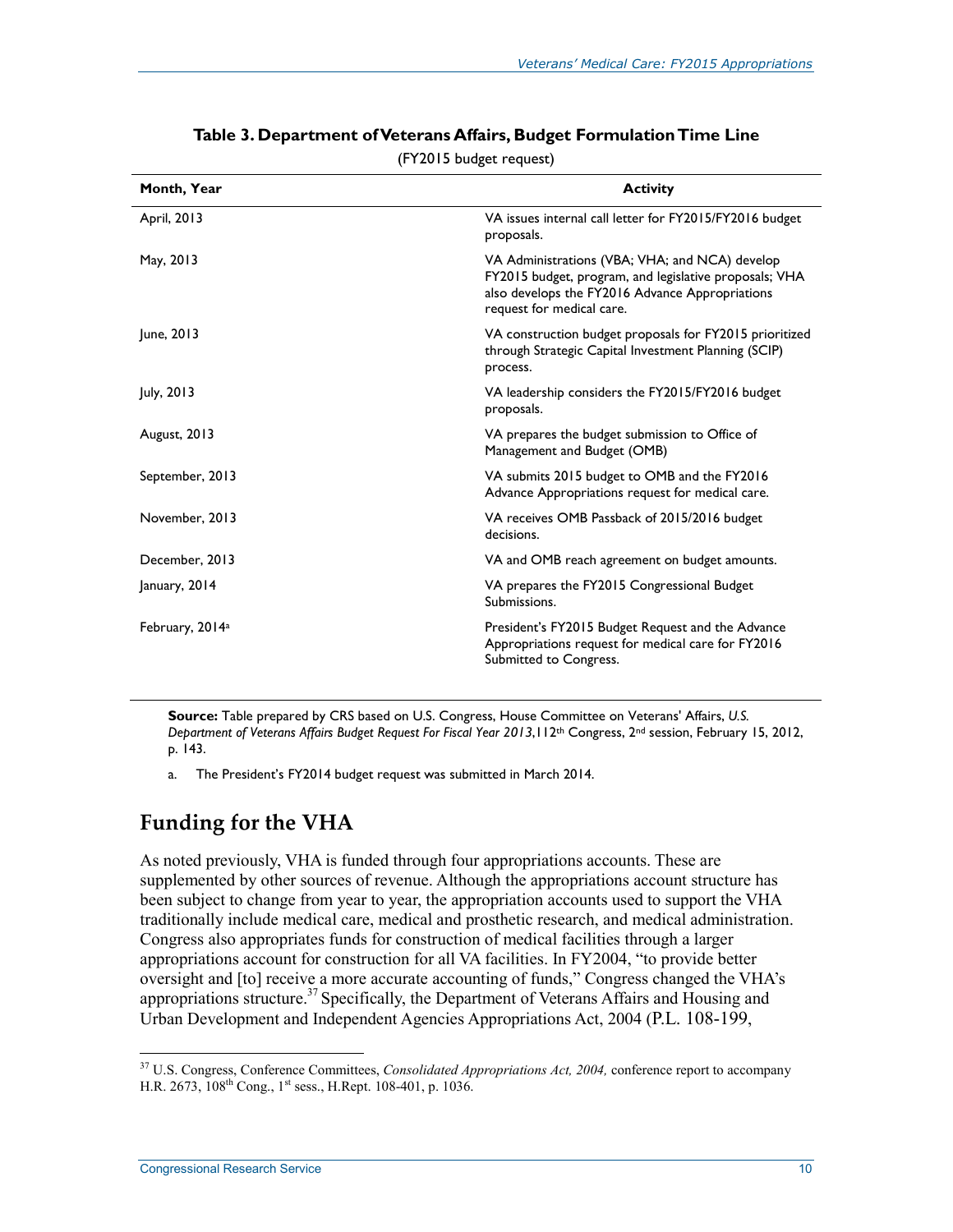**Table 3. Department of Veterans Affairs, Budget Formulation Time Line**

(FY2015 budget request)

| Month, Year | Activity |
|---|---|
| April, 2013 | VA issues internal call letter for FY2015/FY2016 budget proposals. |
| May, 2013 | VA Administrations (VBA; VHA; and NCA) develop FY2015 budget, program, and legislative proposals; VHA also develops the FY2016 Advance Appropriations request for medical care. |
| June, 2013 | VA construction budget proposals for FY2015 prioritized through Strategic Capital Investment Planning (SCIP) process. |
| July, 2013 | VA leadership considers the FY2015/FY2016 budget proposals. |
| August, 2013 | VA prepares the budget submission to Office of Management and Budget (OMB) |
| September, 2013 | VA submits 2015 budget to OMB and the FY2016 Advance Appropriations request for medical care. |
| November, 2013 | VA receives OMB Passback of 2015/2016 budget decisions. |
| December, 2013 | VA and OMB reach agreement on budget amounts. |
| January, 2014 | VA prepares the FY2015 Congressional Budget Submissions. |
| February, 2014[a] | President's FY2015 Budget Request and the Advance Appropriations request for medical care for FY2016 Submitted to Congress. |

**Source:** Table prepared by CRS based on U.S. Congress, House Committee on Veterans' Affairs, *U.S. Department of Veterans Affairs Budget Request For Fiscal Year 2013*,112th Congress, 2nd session, February 15, 2012, p. 143.

a. The President's FY2014 budget request was submitted in March 2014.

## Funding for the VHA

As noted previously, VHA is funded through four appropriations accounts. These are supplemented by other sources of revenue. Although the appropriations account structure has been subject to change from year to year, the appropriation accounts used to support the VHA traditionally include medical care, medical and prosthetic research, and medical administration. Congress also appropriates funds for construction of medical facilities through a larger appropriations account for construction for all VA facilities. In FY2004, "to provide better oversight and [to] receive a more accurate accounting of funds," Congress changed the VHA's appropriations structure.[37] Specifically, the Department of Veterans Affairs and Housing and Urban Development and Independent Agencies Appropriations Act, 2004 (P.L. 108-199,

---

[37] U.S. Congress, Conference Committees, *Consolidated Appropriations Act, 2004,* conference report to accompany H.R. 2673, 108th Cong., 1st sess., H.Rept. 108-401, p. 1036.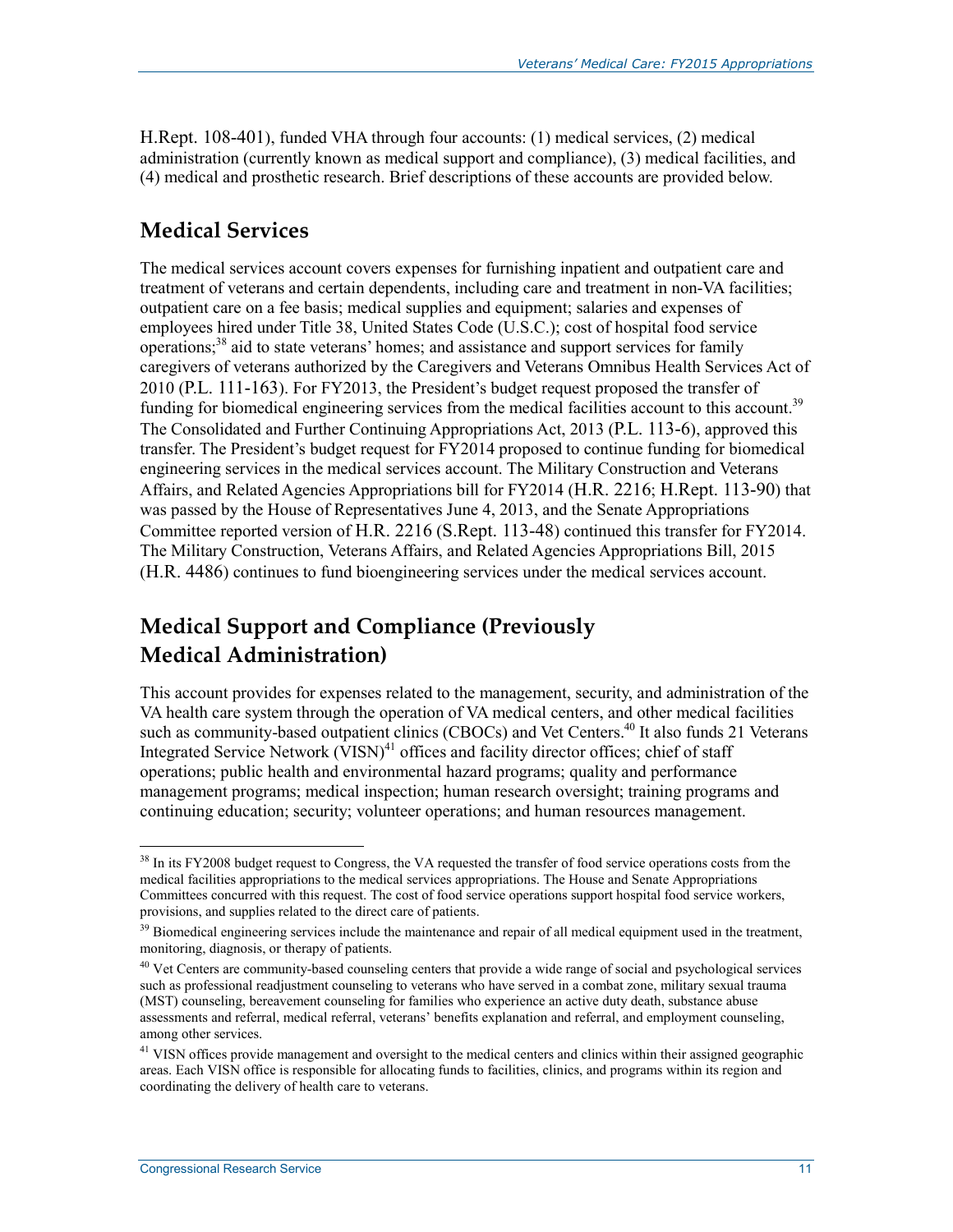H.Rept. 108-401), funded VHA through four accounts: (1) medical services, (2) medical administration (currently known as medical support and compliance), (3) medical facilities, and (4) medical and prosthetic research. Brief descriptions of these accounts are provided below.

## Medical Services

The medical services account covers expenses for furnishing inpatient and outpatient care and treatment of veterans and certain dependents, including care and treatment in non-VA facilities; outpatient care on a fee basis; medical supplies and equipment; salaries and expenses of employees hired under Title 38, United States Code (U.S.C.); cost of hospital food service operations;[38] aid to state veterans' homes; and assistance and support services for family caregivers of veterans authorized by the Caregivers and Veterans Omnibus Health Services Act of 2010 (P.L. 111-163). For FY2013, the President's budget request proposed the transfer of funding for biomedical engineering services from the medical facilities account to this account.[39] The Consolidated and Further Continuing Appropriations Act, 2013 (P.L. 113-6), approved this transfer. The President's budget request for FY2014 proposed to continue funding for biomedical engineering services in the medical services account. The Military Construction and Veterans Affairs, and Related Agencies Appropriations bill for FY2014 (H.R. 2216; H.Rept. 113-90) that was passed by the House of Representatives June 4, 2013, and the Senate Appropriations Committee reported version of H.R. 2216 (S.Rept. 113-48) continued this transfer for FY2014. The Military Construction, Veterans Affairs, and Related Agencies Appropriations Bill, 2015 (H.R. 4486) continues to fund bioengineering services under the medical services account.

## Medical Support and Compliance (Previously Medical Administration)

This account provides for expenses related to the management, security, and administration of the VA health care system through the operation of VA medical centers, and other medical facilities such as community-based outpatient clinics (CBOCs) and Vet Centers.[40] It also funds 21 Veterans Integrated Service Network (VISN)[41] offices and facility director offices; chief of staff operations; public health and environmental hazard programs; quality and performance management programs; medical inspection; human research oversight; training programs and continuing education; security; volunteer operations; and human resources management.

---

[38] In its FY2008 budget request to Congress, the VA requested the transfer of food service operations costs from the medical facilities appropriations to the medical services appropriations. The House and Senate Appropriations Committees concurred with this request. The cost of food service operations support hospital food service workers, provisions, and supplies related to the direct care of patients.

[39] Biomedical engineering services include the maintenance and repair of all medical equipment used in the treatment, monitoring, diagnosis, or therapy of patients.

[40] Vet Centers are community-based counseling centers that provide a wide range of social and psychological services such as professional readjustment counseling to veterans who have served in a combat zone, military sexual trauma (MST) counseling, bereavement counseling for families who experience an active duty death, substance abuse assessments and referral, medical referral, veterans' benefits explanation and referral, and employment counseling, among other services.

[41] VISN offices provide management and oversight to the medical centers and clinics within their assigned geographic areas. Each VISN office is responsible for allocating funds to facilities, clinics, and programs within its region and coordinating the delivery of health care to veterans.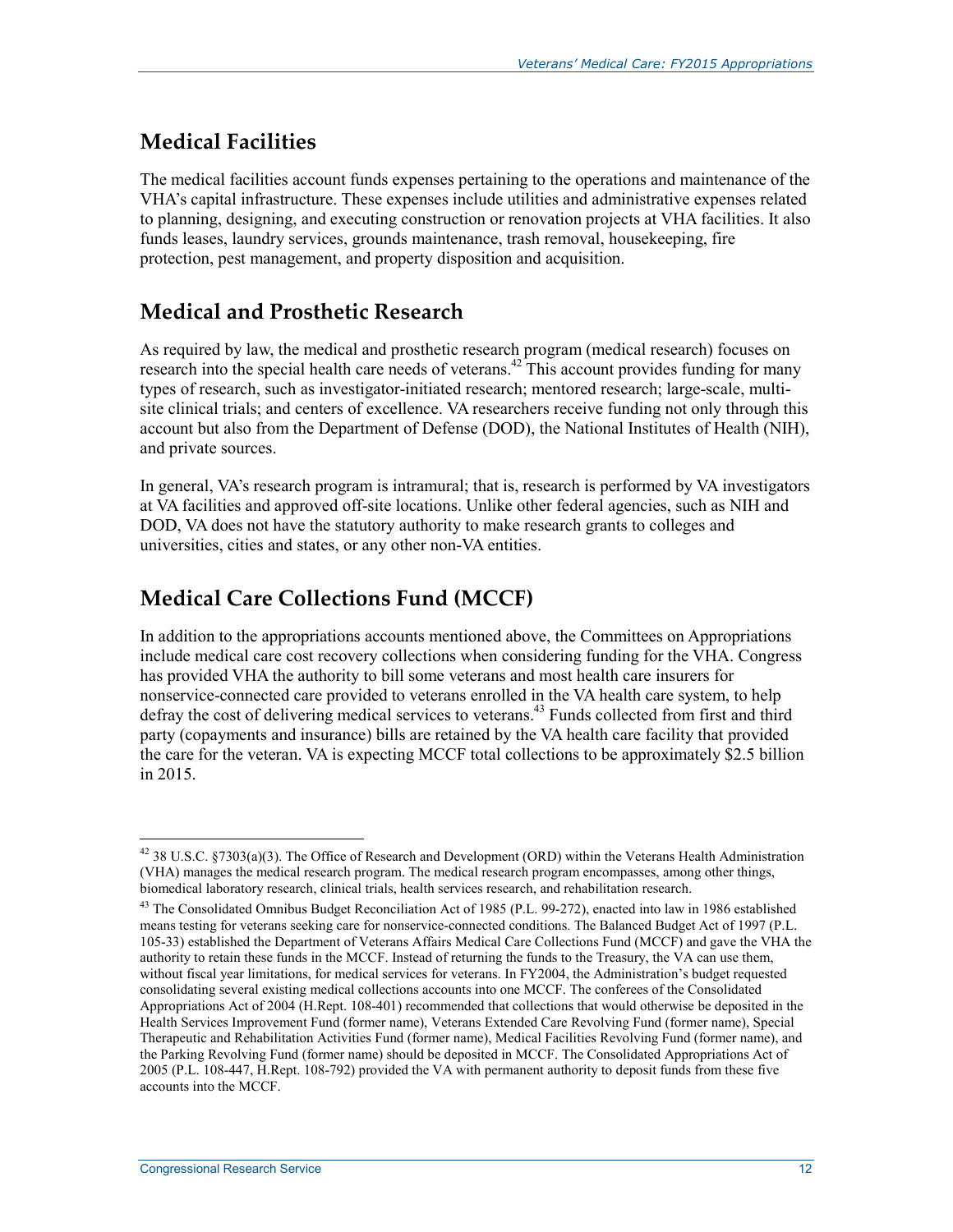## Medical Facilities

The medical facilities account funds expenses pertaining to the operations and maintenance of the VHA's capital infrastructure. These expenses include utilities and administrative expenses related to planning, designing, and executing construction or renovation projects at VHA facilities. It also funds leases, laundry services, grounds maintenance, trash removal, housekeeping, fire protection, pest management, and property disposition and acquisition.

## Medical and Prosthetic Research

As required by law, the medical and prosthetic research program (medical research) focuses on research into the special health care needs of veterans.[42] This account provides funding for many types of research, such as investigator-initiated research; mentored research; large-scale, multi-site clinical trials; and centers of excellence. VA researchers receive funding not only through this account but also from the Department of Defense (DOD), the National Institutes of Health (NIH), and private sources.

In general, VA's research program is intramural; that is, research is performed by VA investigators at VA facilities and approved off-site locations. Unlike other federal agencies, such as NIH and DOD, VA does not have the statutory authority to make research grants to colleges and universities, cities and states, or any other non-VA entities.

## Medical Care Collections Fund (MCCF)

In addition to the appropriations accounts mentioned above, the Committees on Appropriations include medical care cost recovery collections when considering funding for the VHA. Congress has provided VHA the authority to bill some veterans and most health care insurers for nonservice-connected care provided to veterans enrolled in the VA health care system, to help defray the cost of delivering medical services to veterans.[43] Funds collected from first and third party (copayments and insurance) bills are retained by the VA health care facility that provided the care for the veteran. VA is expecting MCCF total collections to be approximately $2.5 billion in 2015.

---

[42] 38 U.S.C. §7303(a)(3). The Office of Research and Development (ORD) within the Veterans Health Administration (VHA) manages the medical research program. The medical research program encompasses, among other things, biomedical laboratory research, clinical trials, health services research, and rehabilitation research.

[43] The Consolidated Omnibus Budget Reconciliation Act of 1985 (P.L. 99-272), enacted into law in 1986 established means testing for veterans seeking care for nonservice-connected conditions. The Balanced Budget Act of 1997 (P.L. 105-33) established the Department of Veterans Affairs Medical Care Collections Fund (MCCF) and gave the VHA the authority to retain these funds in the MCCF. Instead of returning the funds to the Treasury, the VA can use them, without fiscal year limitations, for medical services for veterans. In FY2004, the Administration's budget requested consolidating several existing medical collections accounts into one MCCF. The conferees of the Consolidated Appropriations Act of 2004 (H.Rept. 108-401) recommended that collections that would otherwise be deposited in the Health Services Improvement Fund (former name), Veterans Extended Care Revolving Fund (former name), Special Therapeutic and Rehabilitation Activities Fund (former name), Medical Facilities Revolving Fund (former name), and the Parking Revolving Fund (former name) should be deposited in MCCF. The Consolidated Appropriations Act of 2005 (P.L. 108-447, H.Rept. 108-792) provided the VA with permanent authority to deposit funds from these five accounts into the MCCF.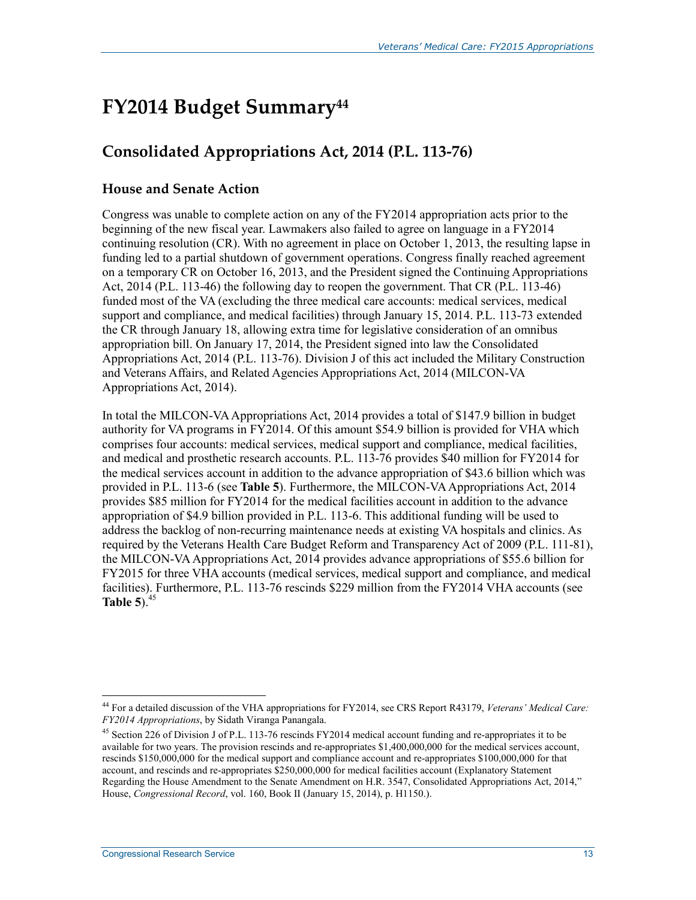# FY2014 Budget Summary[44]

## Consolidated Appropriations Act, 2014 (P.L. 113-76)

### House and Senate Action

Congress was unable to complete action on any of the FY2014 appropriation acts prior to the beginning of the new fiscal year. Lawmakers also failed to agree on language in a FY2014 continuing resolution (CR). With no agreement in place on October 1, 2013, the resulting lapse in funding led to a partial shutdown of government operations. Congress finally reached agreement on a temporary CR on October 16, 2013, and the President signed the Continuing Appropriations Act, 2014 (P.L. 113-46) the following day to reopen the government. That CR (P.L. 113-46) funded most of the VA (excluding the three medical care accounts: medical services, medical support and compliance, and medical facilities) through January 15, 2014. P.L. 113-73 extended the CR through January 18, allowing extra time for legislative consideration of an omnibus appropriation bill. On January 17, 2014, the President signed into law the Consolidated Appropriations Act, 2014 (P.L. 113-76). Division J of this act included the Military Construction and Veterans Affairs, and Related Agencies Appropriations Act, 2014 (MILCON-VA Appropriations Act, 2014).

In total the MILCON-VA Appropriations Act, 2014 provides a total of $147.9 billion in budget authority for VA programs in FY2014. Of this amount $54.9 billion is provided for VHA which comprises four accounts: medical services, medical support and compliance, medical facilities, and medical and prosthetic research accounts. P.L. 113-76 provides $40 million for FY2014 for the medical services account in addition to the advance appropriation of $43.6 billion which was provided in P.L. 113-6 (see **Table 5**). Furthermore, the MILCON-VA Appropriations Act, 2014 provides $85 million for FY2014 for the medical facilities account in addition to the advance appropriation of $4.9 billion provided in P.L. 113-6. This additional funding will be used to address the backlog of non-recurring maintenance needs at existing VA hospitals and clinics. As required by the Veterans Health Care Budget Reform and Transparency Act of 2009 (P.L. 111-81), the MILCON-VA Appropriations Act, 2014 provides advance appropriations of $55.6 billion for FY2015 for three VHA accounts (medical services, medical support and compliance, and medical facilities). Furthermore, P.L. 113-76 rescinds $229 million from the FY2014 VHA accounts (see **Table 5**).[45]

---

[44] For a detailed discussion of the VHA appropriations for FY2014, see CRS Report R43179, *Veterans' Medical Care: FY2014 Appropriations*, by Sidath Viranga Panangala.

[45] Section 226 of Division J of P.L. 113-76 rescinds FY2014 medical account funding and re-appropriates it to be available for two years. The provision rescinds and re-appropriates $1,400,000,000 for the medical services account, rescinds $150,000,000 for the medical support and compliance account and re-appropriates $100,000,000 for that account, and rescinds and re-appropriates $250,000,000 for medical facilities account (Explanatory Statement Regarding the House Amendment to the Senate Amendment on H.R. 3547, Consolidated Appropriations Act, 2014," House, *Congressional Record*, vol. 160, Book II (January 15, 2014), p. H1150.).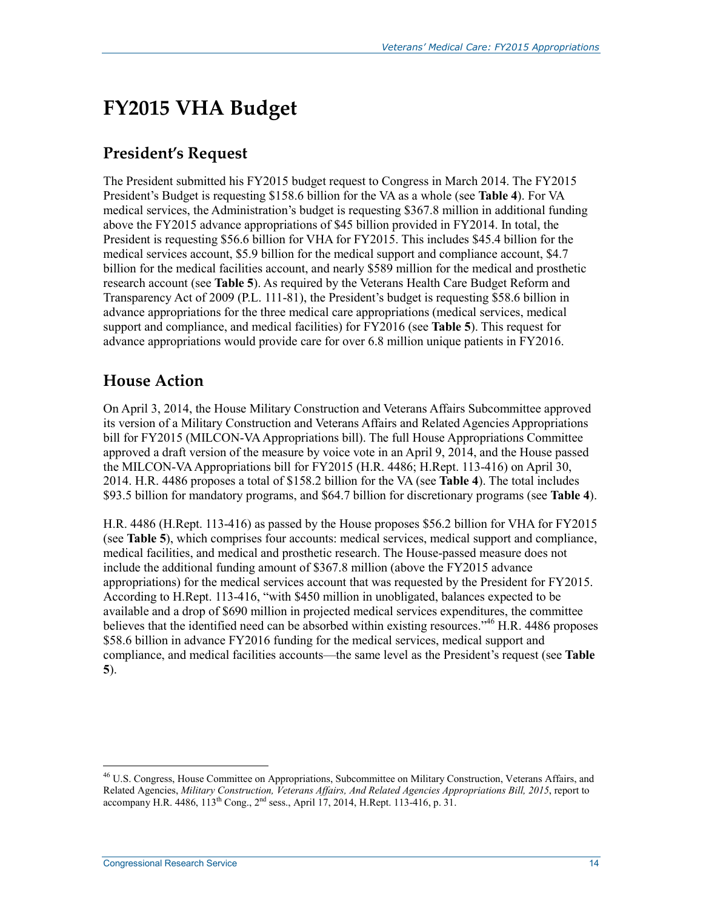# FY2015 VHA Budget

## President's Request

The President submitted his FY2015 budget request to Congress in March 2014. The FY2015 President's Budget is requesting $158.6 billion for the VA as a whole (see **Table 4**). For VA medical services, the Administration's budget is requesting $367.8 million in additional funding above the FY2015 advance appropriations of $45 billion provided in FY2014. In total, the President is requesting $56.6 billion for VHA for FY2015. This includes $45.4 billion for the medical services account, $5.9 billion for the medical support and compliance account, $4.7 billion for the medical facilities account, and nearly $589 million for the medical and prosthetic research account (see **Table 5**). As required by the Veterans Health Care Budget Reform and Transparency Act of 2009 (P.L. 111-81), the President's budget is requesting $58.6 billion in advance appropriations for the three medical care appropriations (medical services, medical support and compliance, and medical facilities) for FY2016 (see **Table 5**). This request for advance appropriations would provide care for over 6.8 million unique patients in FY2016.

## House Action

On April 3, 2014, the House Military Construction and Veterans Affairs Subcommittee approved its version of a Military Construction and Veterans Affairs and Related Agencies Appropriations bill for FY2015 (MILCON-VA Appropriations bill). The full House Appropriations Committee approved a draft version of the measure by voice vote in an April 9, 2014, and the House passed the MILCON-VA Appropriations bill for FY2015 (H.R. 4486; H.Rept. 113-416) on April 30, 2014. H.R. 4486 proposes a total of $158.2 billion for the VA (see **Table 4**). The total includes $93.5 billion for mandatory programs, and $64.7 billion for discretionary programs (see **Table 4**).

H.R. 4486 (H.Rept. 113-416) as passed by the House proposes $56.2 billion for VHA for FY2015 (see **Table 5**), which comprises four accounts: medical services, medical support and compliance, medical facilities, and medical and prosthetic research. The House-passed measure does not include the additional funding amount of $367.8 million (above the FY2015 advance appropriations) for the medical services account that was requested by the President for FY2015. According to H.Rept. 113-416, "with $450 million in unobligated, balances expected to be available and a drop of $690 million in projected medical services expenditures, the committee believes that the identified need can be absorbed within existing resources."[46] H.R. 4486 proposes $58.6 billion in advance FY2016 funding for the medical services, medical support and compliance, and medical facilities accounts—the same level as the President's request (see **Table 5**).

---

[46] U.S. Congress, House Committee on Appropriations, Subcommittee on Military Construction, Veterans Affairs, and Related Agencies, *Military Construction, Veterans Affairs, And Related Agencies Appropriations Bill, 2015*, report to accompany H.R. 4486, 113th Cong., 2nd sess., April 17, 2014, H.Rept. 113-416, p. 31.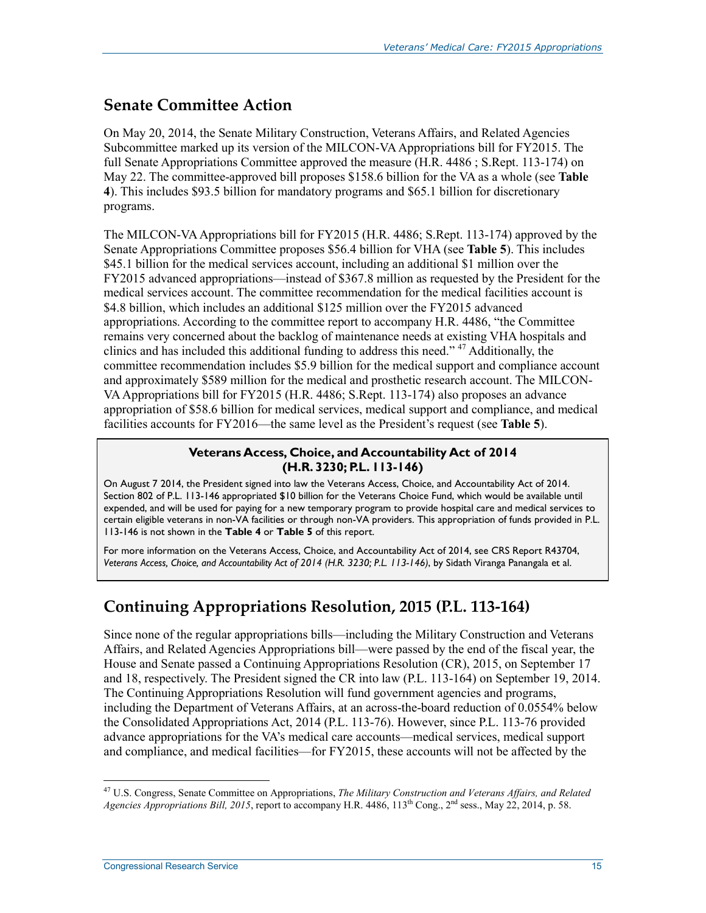## Senate Committee Action

On May 20, 2014, the Senate Military Construction, Veterans Affairs, and Related Agencies Subcommittee marked up its version of the MILCON-VA Appropriations bill for FY2015. The full Senate Appropriations Committee approved the measure (H.R. 4486 ; S.Rept. 113-174) on May 22. The committee-approved bill proposes $158.6 billion for the VA as a whole (see **Table 4**). This includes $93.5 billion for mandatory programs and $65.1 billion for discretionary programs.

The MILCON-VA Appropriations bill for FY2015 (H.R. 4486; S.Rept. 113-174) approved by the Senate Appropriations Committee proposes $56.4 billion for VHA (see **Table 5**). This includes $45.1 billion for the medical services account, including an additional $1 million over the FY2015 advanced appropriations—instead of $367.8 million as requested by the President for the medical services account. The committee recommendation for the medical facilities account is $4.8 billion, which includes an additional $125 million over the FY2015 advanced appropriations. According to the committee report to accompany H.R. 4486, "the Committee remains very concerned about the backlog of maintenance needs at existing VHA hospitals and clinics and has included this additional funding to address this need." [47] Additionally, the committee recommendation includes $5.9 billion for the medical support and compliance account and approximately $589 million for the medical and prosthetic research account. The MILCON-VA Appropriations bill for FY2015 (H.R. 4486; S.Rept. 113-174) also proposes an advance appropriation of $58.6 billion for medical services, medical support and compliance, and medical facilities accounts for FY2016—the same level as the President's request (see **Table 5**).

**Veterans Access, Choice, and Accountability Act of 2014 (H.R. 3230; P.L. 113-146)**

On August 7 2014, the President signed into law the Veterans Access, Choice, and Accountability Act of 2014. Section 802 of P.L. 113-146 appropriated $10 billion for the Veterans Choice Fund, which would be available until expended, and will be used for paying for a new temporary program to provide hospital care and medical services to certain eligible veterans in non-VA facilities or through non-VA providers. This appropriation of funds provided in P.L. 113-146 is not shown in the **Table 4** or **Table 5** of this report.

For more information on the Veterans Access, Choice, and Accountability Act of 2014, see CRS Report R43704, *Veterans Access, Choice, and Accountability Act of 2014 (H.R. 3230; P.L. 113-146)*, by Sidath Viranga Panangala et al.

## Continuing Appropriations Resolution, 2015 (P.L. 113-164)

Since none of the regular appropriations bills—including the Military Construction and Veterans Affairs, and Related Agencies Appropriations bill—were passed by the end of the fiscal year, the House and Senate passed a Continuing Appropriations Resolution (CR), 2015, on September 17 and 18, respectively. The President signed the CR into law (P.L. 113-164) on September 19, 2014. The Continuing Appropriations Resolution will fund government agencies and programs, including the Department of Veterans Affairs, at an across-the-board reduction of 0.0554% below the Consolidated Appropriations Act, 2014 (P.L. 113-76). However, since P.L. 113-76 provided advance appropriations for the VA's medical care accounts—medical services, medical support and compliance, and medical facilities—for FY2015, these accounts will not be affected by the

[47] U.S. Congress, Senate Committee on Appropriations, *The Military Construction and Veterans Affairs, and Related Agencies Appropriations Bill, 2015*, report to accompany H.R. 4486, 113th Cong., 2nd sess., May 22, 2014, p. 58.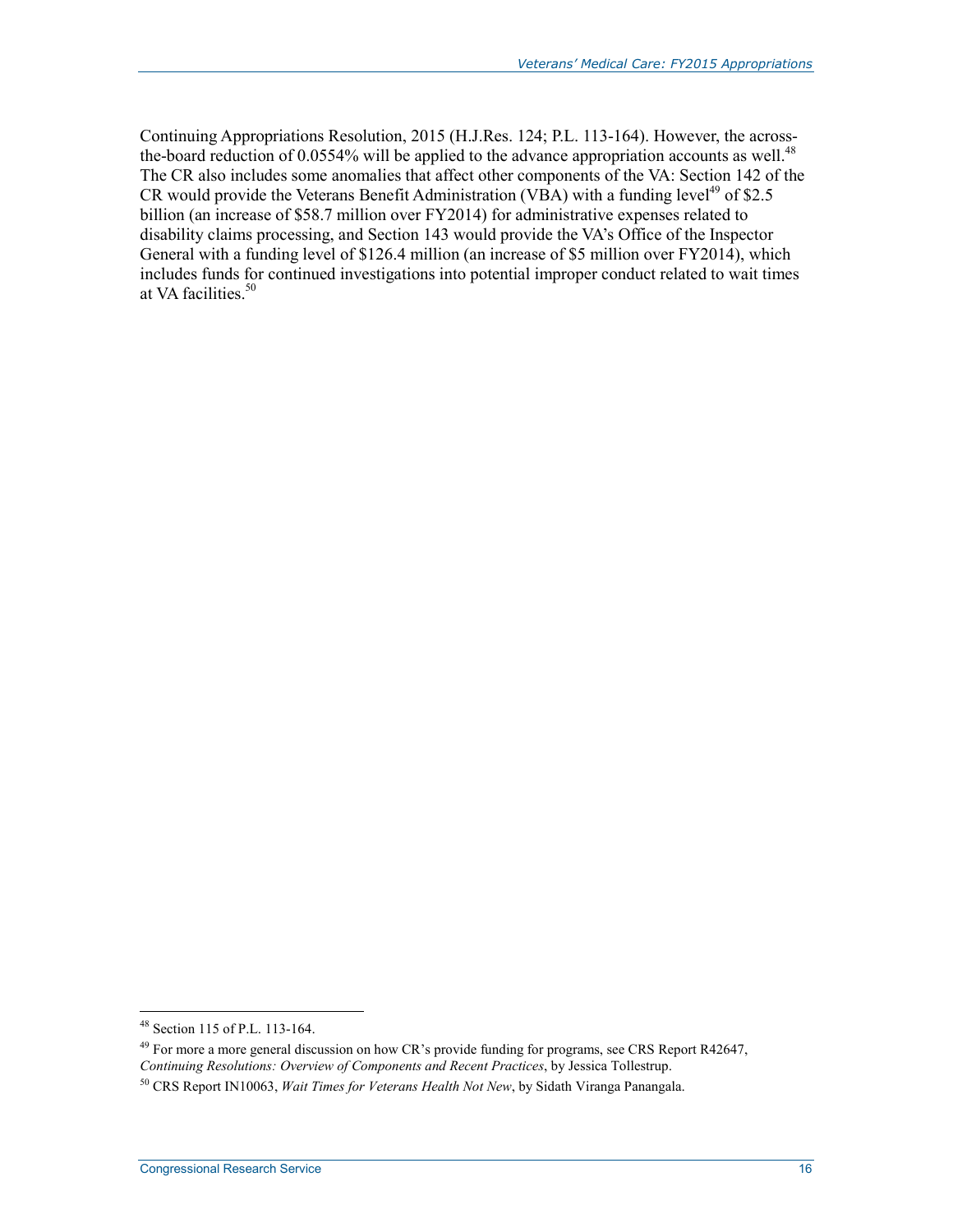Continuing Appropriations Resolution, 2015 (H.J.Res. 124; P.L. 113-164). However, the across-the-board reduction of 0.0554% will be applied to the advance appropriation accounts as well.[48] The CR also includes some anomalies that affect other components of the VA: Section 142 of the CR would provide the Veterans Benefit Administration (VBA) with a funding level[49] of $2.5 billion (an increase of $58.7 million over FY2014) for administrative expenses related to disability claims processing, and Section 143 would provide the VA's Office of the Inspector General with a funding level of $126.4 million (an increase of $5 million over FY2014), which includes funds for continued investigations into potential improper conduct related to wait times at VA facilities.[50]

---

[48] Section 115 of P.L. 113-164.

[49] For more a more general discussion on how CR's provide funding for programs, see CRS Report R42647, *Continuing Resolutions: Overview of Components and Recent Practices*, by Jessica Tollestrup.

[50] CRS Report IN10063, *Wait Times for Veterans Health Not New*, by Sidath Viranga Panangala.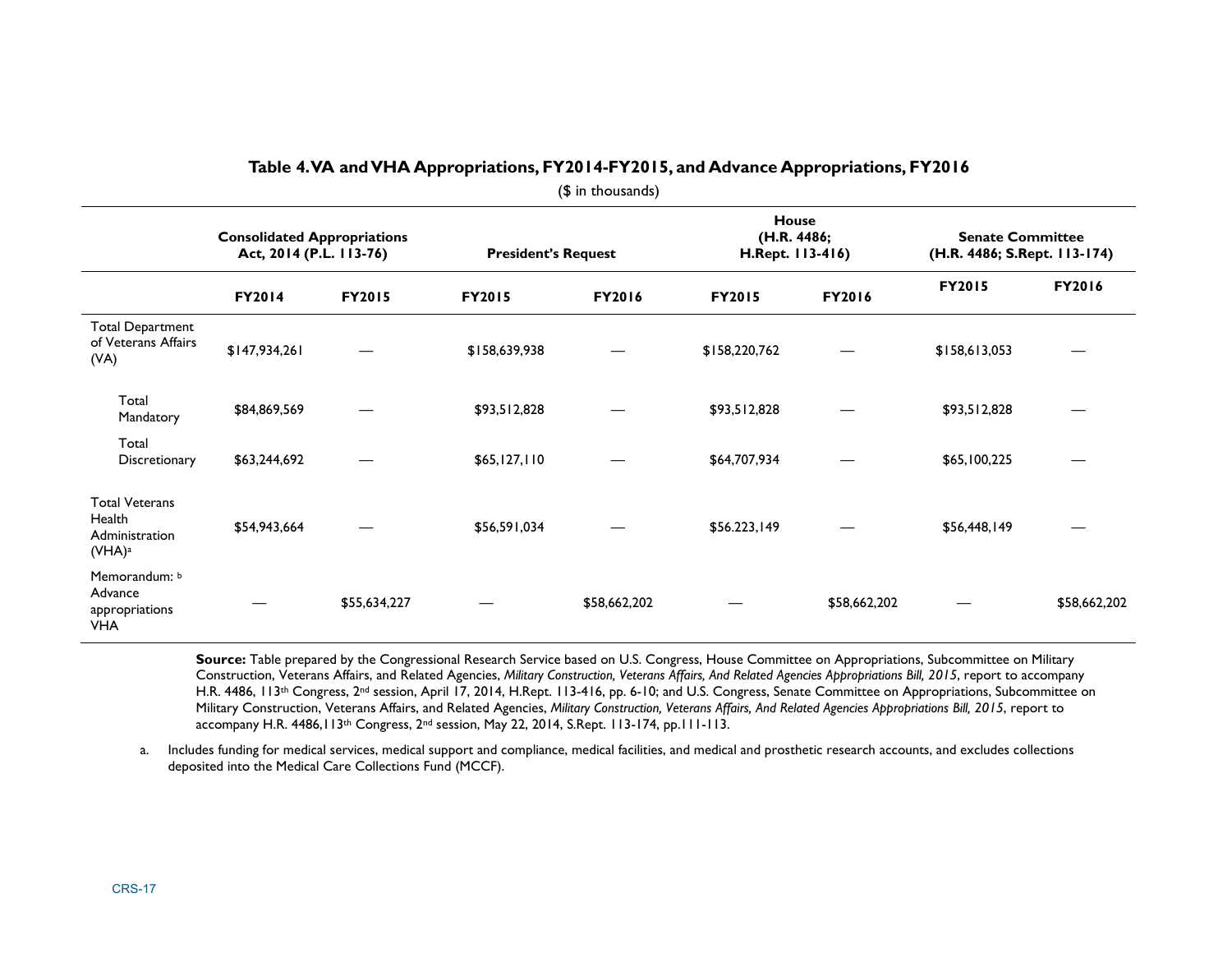**Table 4. VA and VHA Appropriations, FY2014-FY2015, and Advance Appropriations, FY2016**

($ in thousands)

| | Consolidated Appropriations Act, 2014 (P.L. 113-76) | | President's Request | | House (H.R. 4486; H.Rept. 113-416) | | Senate Committee (H.R. 4486; S.Rept. 113-174) | |
|---|---|---|---|---|---|---|---|---|
| | **FY2014** | **FY2015** | **FY2015** | **FY2016** | **FY2015** | **FY2016** | **FY2015** | **FY2016** |
| Total Department of Veterans Affairs (VA) | $147,934,261 | — | $158,639,938 | — | $158,220,762 | — | $158,613,053 | — |
| Total Mandatory | $84,869,569 | — | $93,512,828 | — | $93,512,828 | — | $93,512,828 | — |
| Total Discretionary | $63,244,692 | — | $65,127,110 | — | $64,707,934 | — | $65,100,225 | — |
| Total Veterans Health Administration (VHA)[a] | $54,943,664 | — | $56,591,034 | — | $56.223,149 | — | $56,448,149 | — |
| Memorandum: [b] Advance appropriations VHA | — | $55,634,227 | — | $58,662,202 | — | $58,662,202 | — | $58,662,202 |

**Source:** Table prepared by the Congressional Research Service based on U.S. Congress, House Committee on Appropriations, Subcommittee on Military Construction, Veterans Affairs, and Related Agencies, *Military Construction, Veterans Affairs, And Related Agencies Appropriations Bill, 2015*, report to accompany H.R. 4486, 113th Congress, 2nd session, April 17, 2014, H.Rept. 113-416, pp. 6-10; and U.S. Congress, Senate Committee on Appropriations, Subcommittee on Military Construction, Veterans Affairs, and Related Agencies, *Military Construction, Veterans Affairs, And Related Agencies Appropriations Bill, 2015*, report to accompany H.R. 4486,113th Congress, 2nd session, May 22, 2014, S.Rept. 113-174, pp.111-113.

a. Includes funding for medical services, medical support and compliance, medical facilities, and medical and prosthetic research accounts, and excludes collections deposited into the Medical Care Collections Fund (MCCF).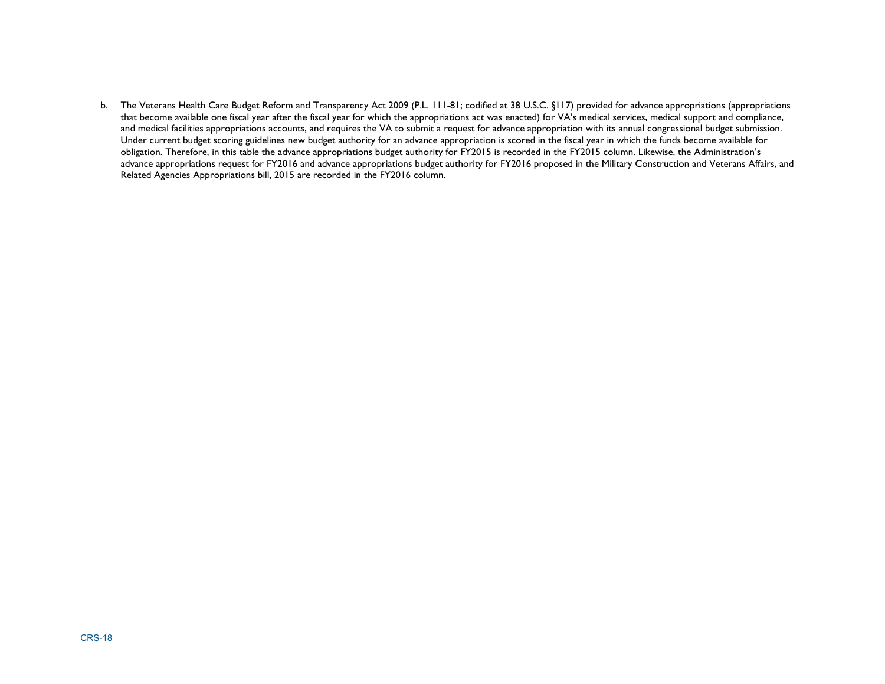b. The Veterans Health Care Budget Reform and Transparency Act 2009 (P.L. 111-81; codified at 38 U.S.C. §117) provided for advance appropriations (appropriations that become available one fiscal year after the fiscal year for which the appropriations act was enacted) for VA's medical services, medical support and compliance, and medical facilities appropriations accounts, and requires the VA to submit a request for advance appropriation with its annual congressional budget submission. Under current budget scoring guidelines new budget authority for an advance appropriation is scored in the fiscal year in which the funds become available for obligation. Therefore, in this table the advance appropriations budget authority for FY2015 is recorded in the FY2015 column. Likewise, the Administration's advance appropriations request for FY2016 and advance appropriations budget authority for FY2016 proposed in the Military Construction and Veterans Affairs, and Related Agencies Appropriations bill, 2015 are recorded in the FY2016 column.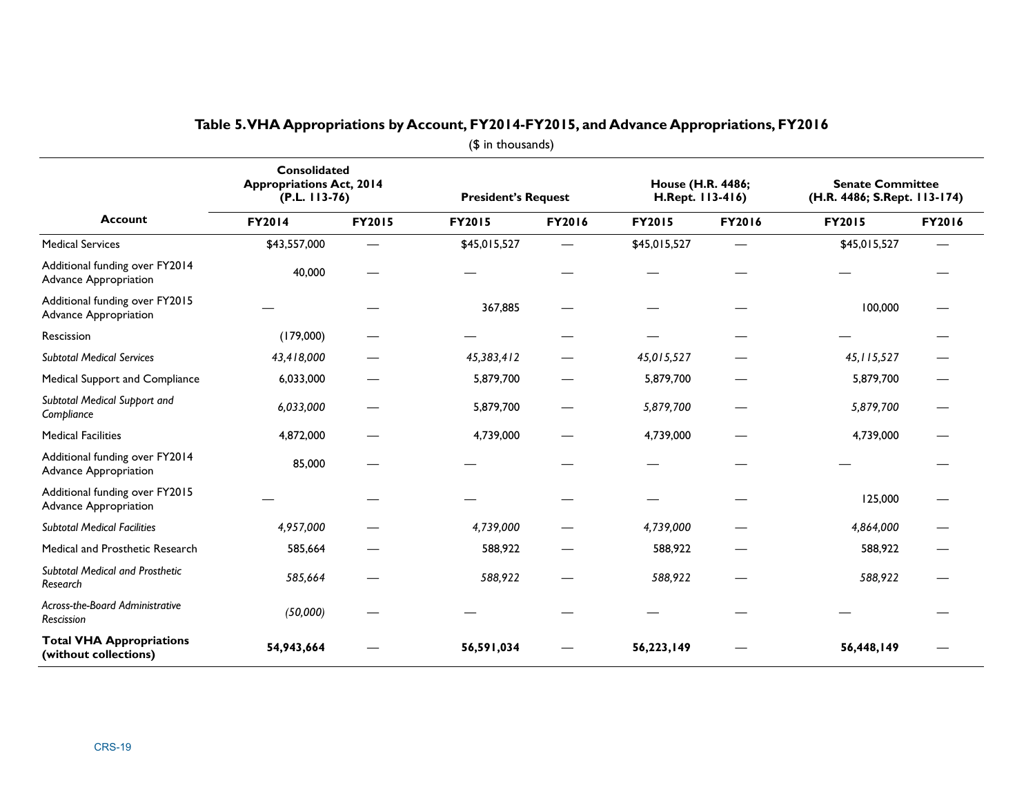## Table 5. VHA Appropriations by Account, FY2014-FY2015, and Advance Appropriations, FY2016

($ in thousands)

| Account | Consolidated Appropriations Act, 2014 (P.L. 113-76) | | President's Request | | House (H.R. 4486; H.Rept. 113-416) | | Senate Committee (H.R. 4486; S.Rept. 113-174) | |
|---|---|---|---|---|---|---|---|---|
| | FY2014 | FY2015 | FY2015 | FY2016 | FY2015 | FY2016 | FY2015 | FY2016 |
| Medical Services | $43,557,000 | — | $45,015,527 | — | $45,015,527 | — | $45,015,527 | — |
| Additional funding over FY2014 Advance Appropriation | 40,000 | — | — | — | — | — | — | — |
| Additional funding over FY2015 Advance Appropriation | — | — | 367,885 | — | — | — | 100,000 | — |
| Rescission | (179,000) | — | — | — | — | — | — | — |
| *Subtotal Medical Services* | *43,418,000* | — | *45,383,412* | — | *45,015,527* | — | *45,115,527* | — |
| Medical Support and Compliance | 6,033,000 | — | 5,879,700 | — | 5,879,700 | — | 5,879,700 | — |
| *Subtotal Medical Support and Compliance* | *6,033,000* | — | 5,879,700 | — | *5,879,700* | — | *5,879,700* | — |
| Medical Facilities | 4,872,000 | — | 4,739,000 | — | 4,739,000 | — | 4,739,000 | — |
| Additional funding over FY2014 Advance Appropriation | 85,000 | — | — | — | — | — | — | — |
| Additional funding over FY2015 Advance Appropriation | — | — | — | — | — | — | 125,000 | — |
| *Subtotal Medical Facilities* | *4,957,000* | — | *4,739,000* | — | *4,739,000* | — | *4,864,000* | — |
| Medical and Prosthetic Research | 585,664 | — | 588,922 | — | 588,922 | — | 588,922 | — |
| *Subtotal Medical and Prosthetic Research* | *585,664* | — | *588,922* | — | *588,922* | — | *588,922* | — |
| *Across-the-Board Administrative Rescission* | *(50,000)* | — | — | — | — | — | — | — |
| **Total VHA Appropriations (without collections)** | **54,943,664** | — | **56,591,034** | — | **56,223,149** | — | **56,448,149** | — |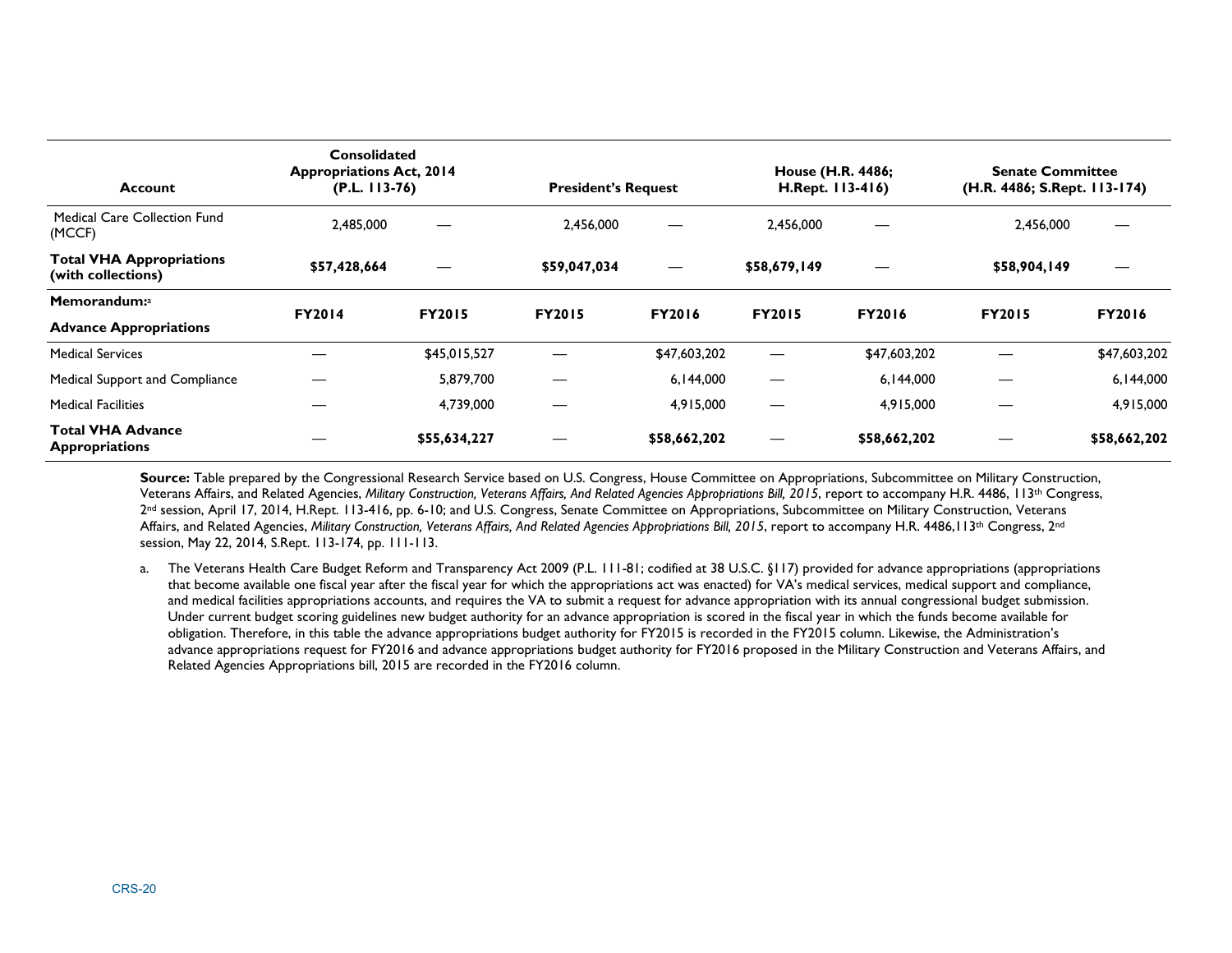| Account | Consolidated Appropriations Act, 2014 (P.L. 113-76) | | President's Request | | House (H.R. 4486; H.Rept. 113-416) | | Senate Committee (H.R. 4486; S.Rept. 113-174) | |
|---|---|---|---|---|---|---|---|---|
| Medical Care Collection Fund (MCCF) | 2,485,000 | — | 2,456,000 | — | 2,456,000 | — | 2,456,000 | — |
| **Total VHA Appropriations (with collections)** | **$57,428,664** | — | **$59,047,034** | — | **$58,679,149** | — | **$58,904,149** | — |
| **Memorandum:**[a] **Advance Appropriations** | **FY2014** | **FY2015** | **FY2015** | **FY2016** | **FY2015** | **FY2016** | **FY2015** | **FY2016** |
| Medical Services | — | $45,015,527 | — | $47,603,202 | — | $47,603,202 | — | $47,603,202 |
| Medical Support and Compliance | — | 5,879,700 | — | 6,144,000 | — | 6,144,000 | — | 6,144,000 |
| Medical Facilities | — | 4,739,000 | — | 4,915,000 | — | 4,915,000 | — | 4,915,000 |
| **Total VHA Advance Appropriations** | — | **$55,634,227** | — | **$58,662,202** | — | **$58,662,202** | — | **$58,662,202** |

**Source:** Table prepared by the Congressional Research Service based on U.S. Congress, House Committee on Appropriations, Subcommittee on Military Construction, Veterans Affairs, and Related Agencies, *Military Construction, Veterans Affairs, And Related Agencies Appropriations Bill, 2015*, report to accompany H.R. 4486, 113th Congress, 2nd session, April 17, 2014, H.Rept. 113-416, pp. 6-10; and U.S. Congress, Senate Committee on Appropriations, Subcommittee on Military Construction, Veterans Affairs, and Related Agencies, *Military Construction, Veterans Affairs, And Related Agencies Appropriations Bill, 2015*, report to accompany H.R. 4486,113th Congress, 2nd session, May 22, 2014, S.Rept. 113-174, pp. 111-113.

a. The Veterans Health Care Budget Reform and Transparency Act 2009 (P.L. 111-81; codified at 38 U.S.C. §117) provided for advance appropriations (appropriations that become available one fiscal year after the fiscal year for which the appropriations act was enacted) for VA's medical services, medical support and compliance, and medical facilities appropriations accounts, and requires the VA to submit a request for advance appropriation with its annual congressional budget submission. Under current budget scoring guidelines new budget authority for an advance appropriation is scored in the fiscal year in which the funds become available for obligation. Therefore, in this table the advance appropriations budget authority for FY2015 is recorded in the FY2015 column. Likewise, the Administration's advance appropriations request for FY2016 and advance appropriations budget authority for FY2016 proposed in the Military Construction and Veterans Affairs, and Related Agencies Appropriations bill, 2015 are recorded in the FY2016 column.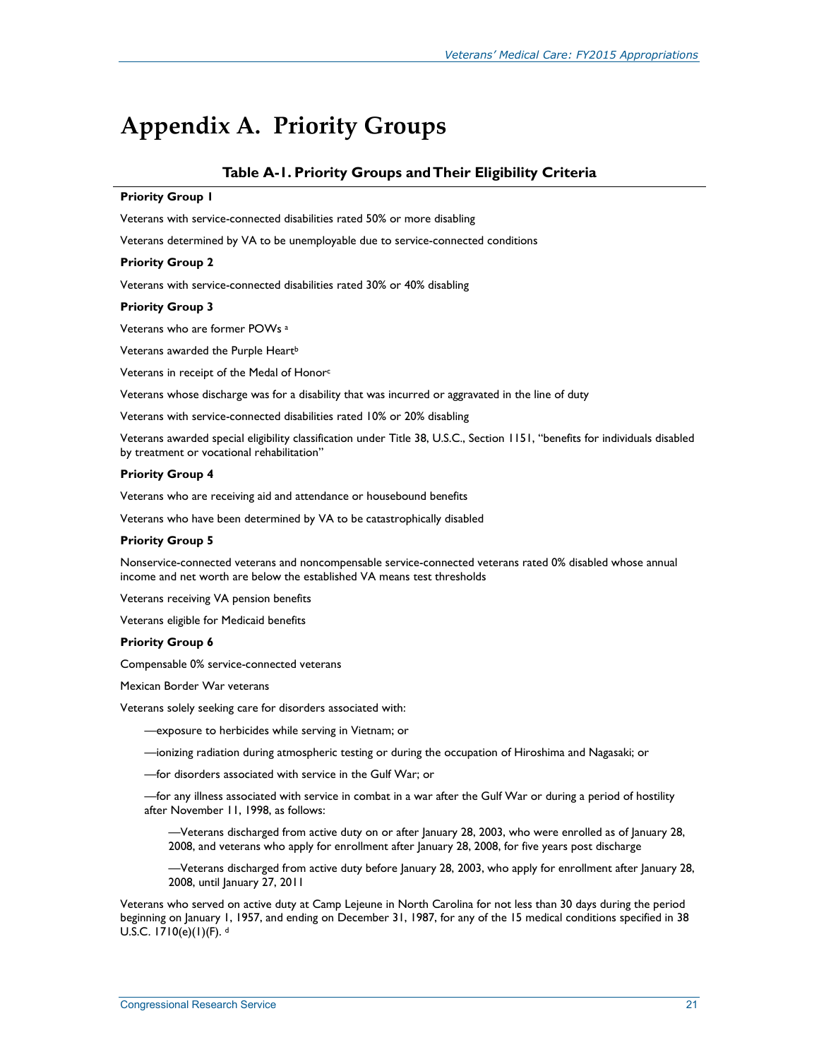# Appendix A. Priority Groups

### Table A-1. Priority Groups and Their Eligibility Criteria

**Priority Group 1**

Veterans with service-connected disabilities rated 50% or more disabling

Veterans determined by VA to be unemployable due to service-connected conditions

**Priority Group 2**

Veterans with service-connected disabilities rated 30% or 40% disabling

**Priority Group 3**

Veterans who are former POWs [a]

Veterans awarded the Purple Heart[b]

Veterans in receipt of the Medal of Honor[c]

Veterans whose discharge was for a disability that was incurred or aggravated in the line of duty

Veterans with service-connected disabilities rated 10% or 20% disabling

Veterans awarded special eligibility classification under Title 38, U.S.C., Section 1151, "benefits for individuals disabled by treatment or vocational rehabilitation"

**Priority Group 4**

Veterans who are receiving aid and attendance or housebound benefits

Veterans who have been determined by VA to be catastrophically disabled

**Priority Group 5**

Nonservice-connected veterans and noncompensable service-connected veterans rated 0% disabled whose annual income and net worth are below the established VA means test thresholds

Veterans receiving VA pension benefits

Veterans eligible for Medicaid benefits

**Priority Group 6**

Compensable 0% service-connected veterans

Mexican Border War veterans

Veterans solely seeking care for disorders associated with:

—exposure to herbicides while serving in Vietnam; or

—ionizing radiation during atmospheric testing or during the occupation of Hiroshima and Nagasaki; or

—for disorders associated with service in the Gulf War; or

—for any illness associated with service in combat in a war after the Gulf War or during a period of hostility after November 11, 1998, as follows:

—Veterans discharged from active duty on or after January 28, 2003, who were enrolled as of January 28, 2008, and veterans who apply for enrollment after January 28, 2008, for five years post discharge

—Veterans discharged from active duty before January 28, 2003, who apply for enrollment after January 28, 2008, until January 27, 2011

Veterans who served on active duty at Camp Lejeune in North Carolina for not less than 30 days during the period beginning on January 1, 1957, and ending on December 31, 1987, for any of the 15 medical conditions specified in 38 U.S.C. 1710(e)(1)(F). [d]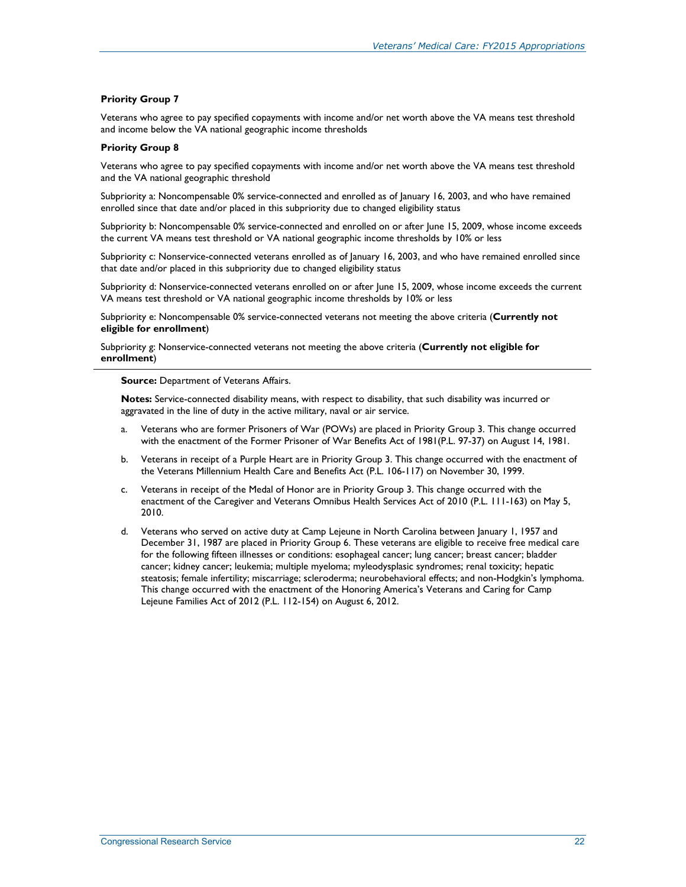**Priority Group 7**

Veterans who agree to pay specified copayments with income and/or net worth above the VA means test threshold and income below the VA national geographic income thresholds

**Priority Group 8**

Veterans who agree to pay specified copayments with income and/or net worth above the VA means test threshold and the VA national geographic threshold

Subpriority a: Noncompensable 0% service-connected and enrolled as of January 16, 2003, and who have remained enrolled since that date and/or placed in this subpriority due to changed eligibility status

Subpriority b: Noncompensable 0% service-connected and enrolled on or after June 15, 2009, whose income exceeds the current VA means test threshold or VA national geographic income thresholds by 10% or less

Subpriority c: Nonservice-connected veterans enrolled as of January 16, 2003, and who have remained enrolled since that date and/or placed in this subpriority due to changed eligibility status

Subpriority d: Nonservice-connected veterans enrolled on or after June 15, 2009, whose income exceeds the current VA means test threshold or VA national geographic income thresholds by 10% or less

Subpriority e: Noncompensable 0% service-connected veterans not meeting the above criteria (**Currently not eligible for enrollment**)

Subpriority g: Nonservice-connected veterans not meeting the above criteria (**Currently not eligible for enrollment**)

**Source:** Department of Veterans Affairs.

**Notes:** Service-connected disability means, with respect to disability, that such disability was incurred or aggravated in the line of duty in the active military, naval or air service.

a. Veterans who are former Prisoners of War (POWs) are placed in Priority Group 3. This change occurred with the enactment of the Former Prisoner of War Benefits Act of 1981(P.L. 97-37) on August 14, 1981.

b. Veterans in receipt of a Purple Heart are in Priority Group 3. This change occurred with the enactment of the Veterans Millennium Health Care and Benefits Act (P.L. 106-117) on November 30, 1999.

c. Veterans in receipt of the Medal of Honor are in Priority Group 3. This change occurred with the enactment of the Caregiver and Veterans Omnibus Health Services Act of 2010 (P.L. 111-163) on May 5, 2010.

d. Veterans who served on active duty at Camp Lejeune in North Carolina between January 1, 1957 and December 31, 1987 are placed in Priority Group 6. These veterans are eligible to receive free medical care for the following fifteen illnesses or conditions: esophageal cancer; lung cancer; breast cancer; bladder cancer; kidney cancer; leukemia; multiple myeloma; myleodysplasic syndromes; renal toxicity; hepatic steatosis; female infertility; miscarriage; scleroderma; neurobehavioral effects; and non-Hodgkin's lymphoma. This change occurred with the enactment of the Honoring America's Veterans and Caring for Camp Lejeune Families Act of 2012 (P.L. 112-154) on August 6, 2012.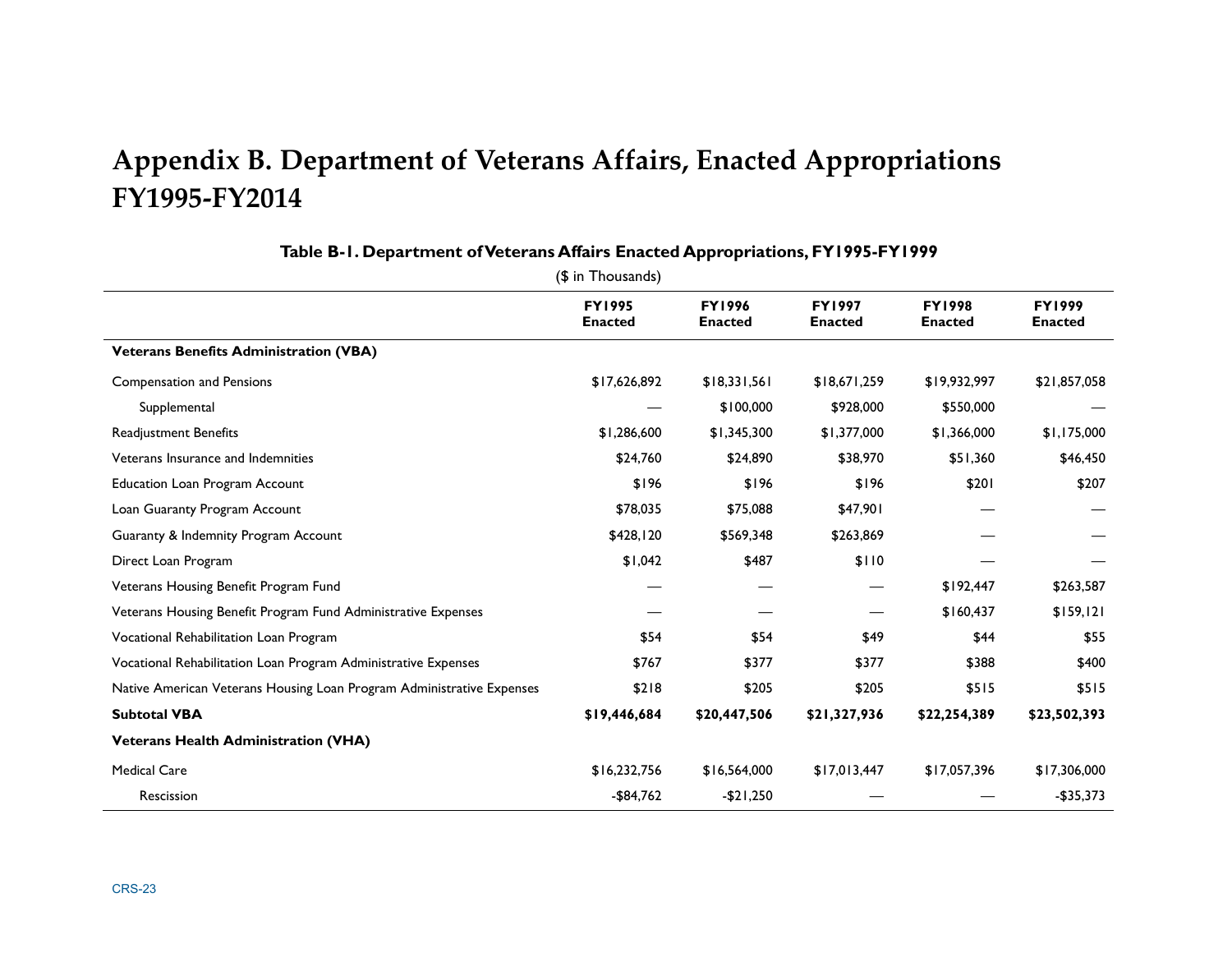# Appendix B. Department of Veterans Affairs, Enacted Appropriations FY1995-FY2014

**Table B-1. Department of Veterans Affairs Enacted Appropriations, FY1995-FY1999**

($ in Thousands)

| | FY1995 Enacted | FY1996 Enacted | FY1997 Enacted | FY1998 Enacted | FY1999 Enacted |
|---|---|---|---|---|---|
| **Veterans Benefits Administration (VBA)** | | | | | |
| Compensation and Pensions | $17,626,892 | $18,331,561 | $18,671,259 | $19,932,997 | $21,857,058 |
| Supplemental | — | $100,000 | $928,000 | $550,000 | — |
| Readjustment Benefits | $1,286,600 | $1,345,300 | $1,377,000 | $1,366,000 | $1,175,000 |
| Veterans Insurance and Indemnities | $24,760 | $24,890 | $38,970 | $51,360 | $46,450 |
| Education Loan Program Account | $196 | $196 | $196 | $201 | $207 |
| Loan Guaranty Program Account | $78,035 | $75,088 | $47,901 | — | — |
| Guaranty & Indemnity Program Account | $428,120 | $569,348 | $263,869 | — | — |
| Direct Loan Program | $1,042 | $487 | $110 | — | — |
| Veterans Housing Benefit Program Fund | — | — | — | $192,447 | $263,587 |
| Veterans Housing Benefit Program Fund Administrative Expenses | — | — | — | $160,437 | $159,121 |
| Vocational Rehabilitation Loan Program | $54 | $54 | $49 | $44 | $55 |
| Vocational Rehabilitation Loan Program Administrative Expenses | $767 | $377 | $377 | $388 | $400 |
| Native American Veterans Housing Loan Program Administrative Expenses | $218 | $205 | $205 | $515 | $515 |
| **Subtotal VBA** | **$19,446,684** | **$20,447,506** | **$21,327,936** | **$22,254,389** | **$23,502,393** |
| **Veterans Health Administration (VHA)** | | | | | |
| Medical Care | $16,232,756 | $16,564,000 | $17,013,447 | $17,057,396 | $17,306,000 |
| Rescission | -$84,762 | -$21,250 | — | — | -$35,373 |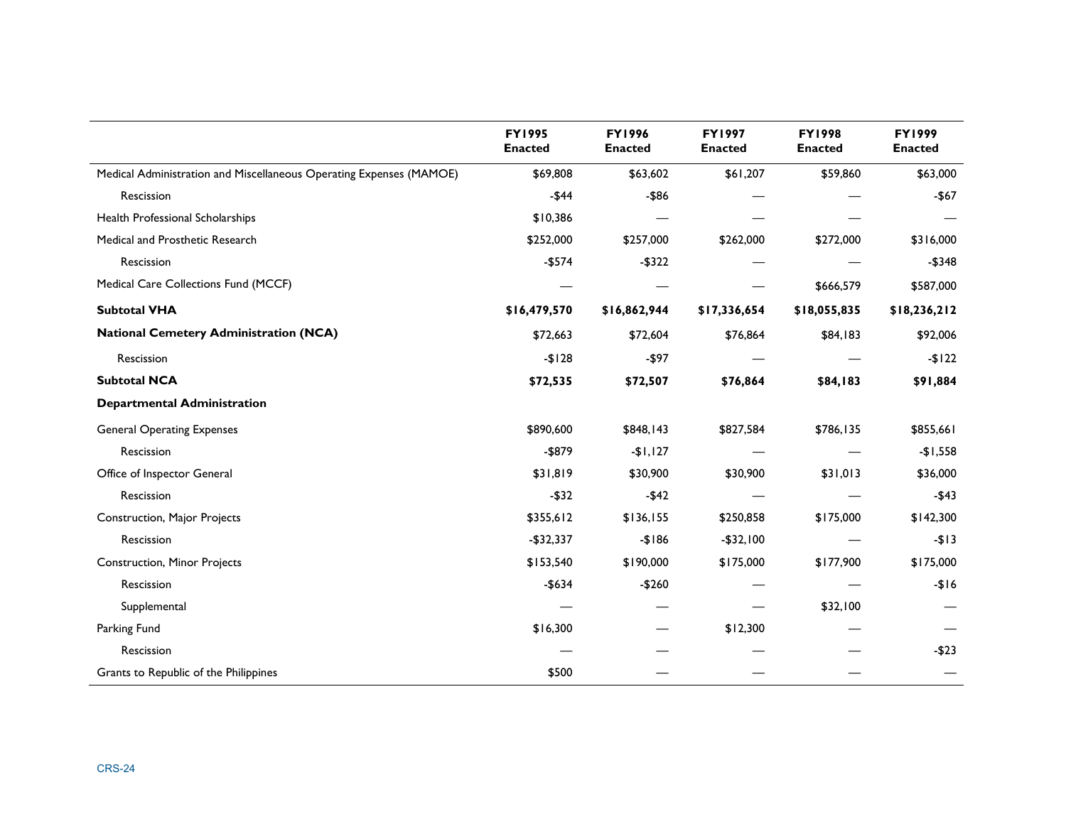| | FY1995 Enacted | FY1996 Enacted | FY1997 Enacted | FY1998 Enacted | FY1999 Enacted |
|---|---|---|---|---|---|
| Medical Administration and Miscellaneous Operating Expenses (MAMOE) | $69,808 | $63,602 | $61,207 | $59,860 | $63,000 |
| Rescission | -$44 | -$86 | — | — | -$67 |
| Health Professional Scholarships | $10,386 | — | — | — | — |
| Medical and Prosthetic Research | $252,000 | $257,000 | $262,000 | $272,000 | $316,000 |
| Rescission | -$574 | -$322 | — | — | -$348 |
| Medical Care Collections Fund (MCCF) | — | — | — | $666,579 | $587,000 |
| **Subtotal VHA** | **$16,479,570** | **$16,862,944** | **$17,336,654** | **$18,055,835** | **$18,236,212** |
| **National Cemetery Administration (NCA)** | $72,663 | $72,604 | $76,864 | $84,183 | $92,006 |
| Rescission | -$128 | -$97 | — | — | -$122 |
| **Subtotal NCA** | **$72,535** | **$72,507** | **$76,864** | **$84,183** | **$91,884** |
| **Departmental Administration** | | | | | |
| General Operating Expenses | $890,600 | $848,143 | $827,584 | $786,135 | $855,661 |
| Rescission | -$879 | -$1,127 | — | — | -$1,558 |
| Office of Inspector General | $31,819 | $30,900 | $30,900 | $31,013 | $36,000 |
| Rescission | -$32 | -$42 | — | — | -$43 |
| Construction, Major Projects | $355,612 | $136,155 | $250,858 | $175,000 | $142,300 |
| Rescission | -$32,337 | -$186 | -$32,100 | — | -$13 |
| Construction, Minor Projects | $153,540 | $190,000 | $175,000 | $177,900 | $175,000 |
| Rescission | -$634 | -$260 | — | — | -$16 |
| Supplemental | — | — | — | $32,100 | — |
| Parking Fund | $16,300 | — | $12,300 | — | — |
| Rescission | — | — | — | — | -$23 |
| Grants to Republic of the Philippines | $500 | — | — | — | — |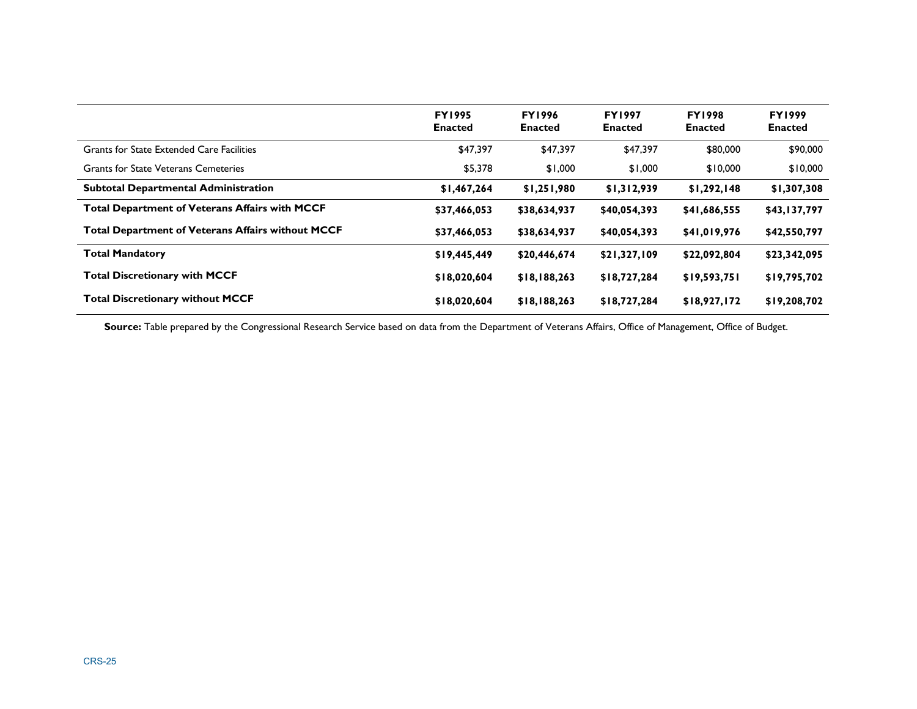| | FY1995 Enacted | FY1996 Enacted | FY1997 Enacted | FY1998 Enacted | FY1999 Enacted |
|---|---|---|---|---|---|
| Grants for State Extended Care Facilities | $47,397 | $47,397 | $47,397 | $80,000 | $90,000 |
| Grants for State Veterans Cemeteries | $5,378 | $1,000 | $1,000 | $10,000 | $10,000 |
| **Subtotal Departmental Administration** | **$1,467,264** | **$1,251,980** | **$1,312,939** | **$1,292,148** | **$1,307,308** |
| **Total Department of Veterans Affairs with MCCF** | **$37,466,053** | **$38,634,937** | **$40,054,393** | **$41,686,555** | **$43,137,797** |
| **Total Department of Veterans Affairs without MCCF** | **$37,466,053** | **$38,634,937** | **$40,054,393** | **$41,019,976** | **$42,550,797** |
| **Total Mandatory** | **$19,445,449** | **$20,446,674** | **$21,327,109** | **$22,092,804** | **$23,342,095** |
| **Total Discretionary with MCCF** | **$18,020,604** | **$18,188,263** | **$18,727,284** | **$19,593,751** | **$19,795,702** |
| **Total Discretionary without MCCF** | **$18,020,604** | **$18,188,263** | **$18,727,284** | **$18,927,172** | **$19,208,702** |

**Source:** Table prepared by the Congressional Research Service based on data from the Department of Veterans Affairs, Office of Management, Office of Budget.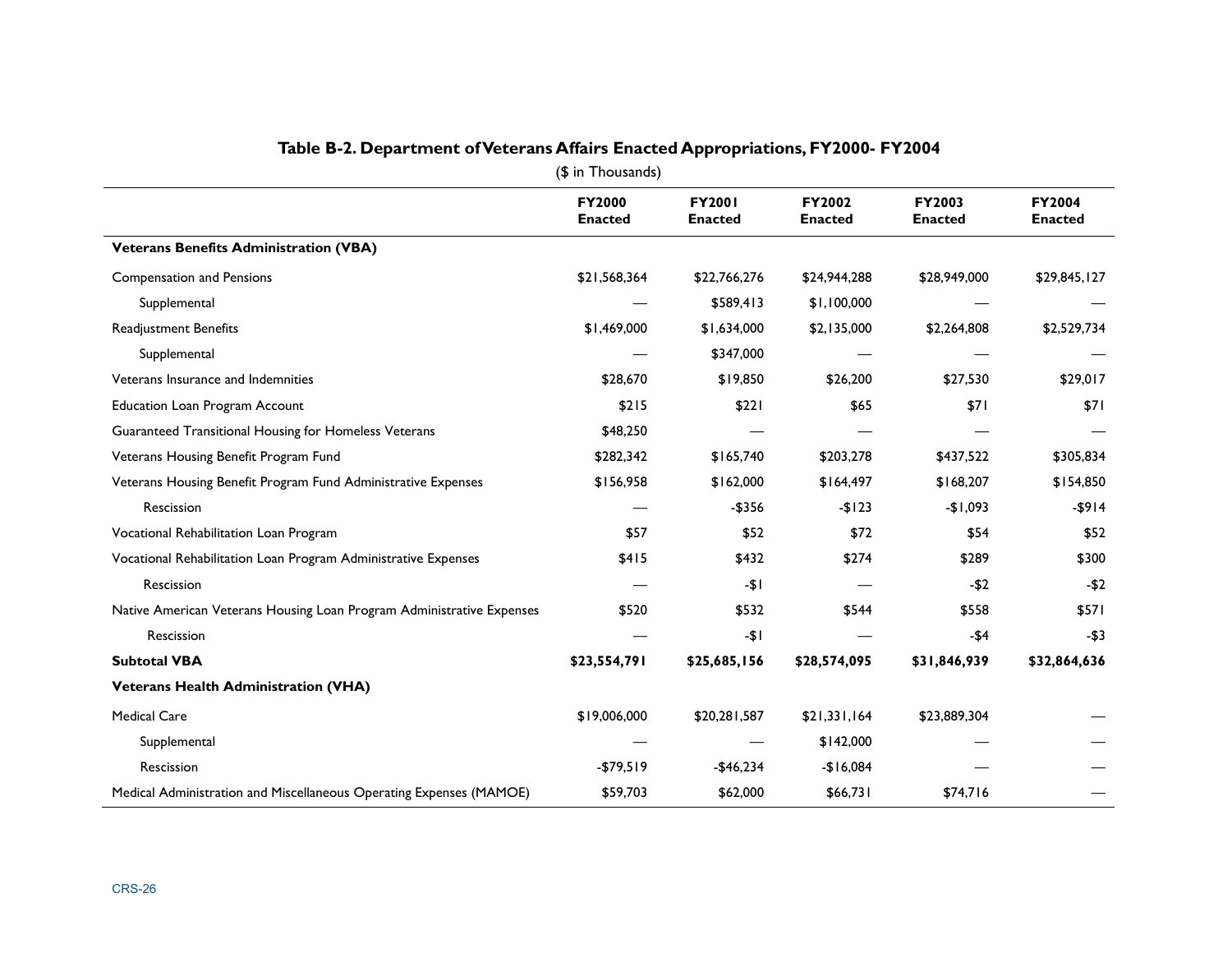**Table B-2. Department of Veterans Affairs Enacted Appropriations, FY2000- FY2004**

($ in Thousands)

| | FY2000 Enacted | FY2001 Enacted | FY2002 Enacted | FY2003 Enacted | FY2004 Enacted |
|---|---|---|---|---|---|
| **Veterans Benefits Administration (VBA)** | | | | | |
| Compensation and Pensions | $21,568,364 | $22,766,276 | $24,944,288 | $28,949,000 | $29,845,127 |
| Supplemental | — | $589,413 | $1,100,000 | — | — |
| Readjustment Benefits | $1,469,000 | $1,634,000 | $2,135,000 | $2,264,808 | $2,529,734 |
| Supplemental | — | $347,000 | — | — | — |
| Veterans Insurance and Indemnities | $28,670 | $19,850 | $26,200 | $27,530 | $29,017 |
| Education Loan Program Account | $215 | $221 | $65 | $71 | $71 |
| Guaranteed Transitional Housing for Homeless Veterans | $48,250 | — | — | — | — |
| Veterans Housing Benefit Program Fund | $282,342 | $165,740 | $203,278 | $437,522 | $305,834 |
| Veterans Housing Benefit Program Fund Administrative Expenses | $156,958 | $162,000 | $164,497 | $168,207 | $154,850 |
| Rescission | — | -$356 | -$123 | -$1,093 | -$914 |
| Vocational Rehabilitation Loan Program | $57 | $52 | $72 | $54 | $52 |
| Vocational Rehabilitation Loan Program Administrative Expenses | $415 | $432 | $274 | $289 | $300 |
| Rescission | — | -$1 | — | -$2 | -$2 |
| Native American Veterans Housing Loan Program Administrative Expenses | $520 | $532 | $544 | $558 | $571 |
| Rescission | — | -$1 | — | -$4 | -$3 |
| **Subtotal VBA** | **$23,554,791** | **$25,685,156** | **$28,574,095** | **$31,846,939** | **$32,864,636** |
| **Veterans Health Administration (VHA)** | | | | | |
| Medical Care | $19,006,000 | $20,281,587 | $21,331,164 | $23,889,304 | — |
| Supplemental | — | — | $142,000 | — | — |
| Rescission | -$79,519 | -$46,234 | -$16,084 | — | — |
| Medical Administration and Miscellaneous Operating Expenses (MAMOE) | $59,703 | $62,000 | $66,731 | $74,716 | — |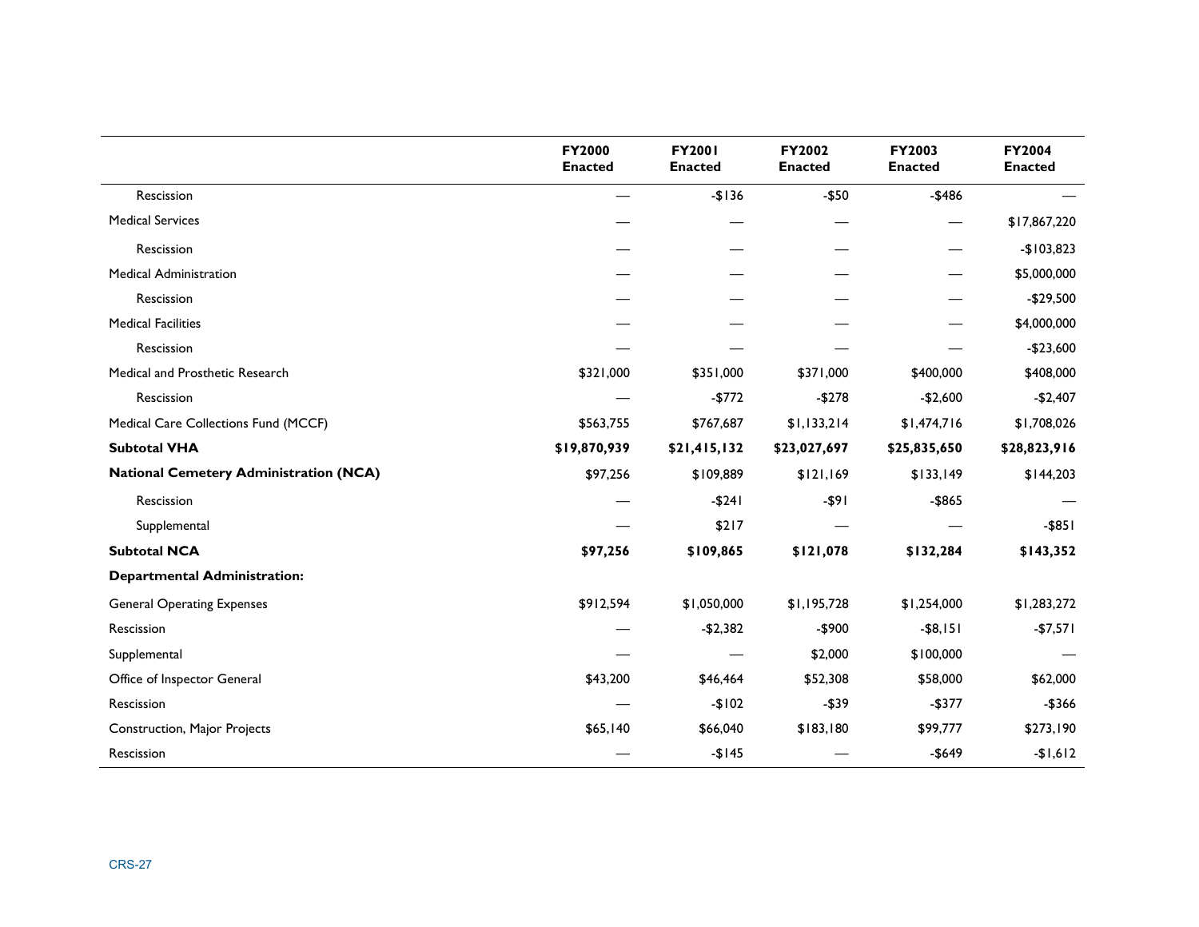| | FY2000 Enacted | FY2001 Enacted | FY2002 Enacted | FY2003 Enacted | FY2004 Enacted |
|---|---|---|---|---|---|
| Rescission | — | -$136 | -$50 | -$486 | — |
| Medical Services | — | — | — | — | $17,867,220 |
| Rescission | — | — | — | — | -$103,823 |
| Medical Administration | — | — | — | — | $5,000,000 |
| Rescission | — | — | — | — | -$29,500 |
| Medical Facilities | — | — | — | — | $4,000,000 |
| Rescission | — | — | — | — | -$23,600 |
| Medical and Prosthetic Research | $321,000 | $351,000 | $371,000 | $400,000 | $408,000 |
| Rescission | — | -$772 | -$278 | -$2,600 | -$2,407 |
| Medical Care Collections Fund (MCCF) | $563,755 | $767,687 | $1,133,214 | $1,474,716 | $1,708,026 |
| **Subtotal VHA** | **$19,870,939** | **$21,415,132** | **$23,027,697** | **$25,835,650** | **$28,823,916** |
| **National Cemetery Administration (NCA)** | $97,256 | $109,889 | $121,169 | $133,149 | $144,203 |
| Rescission | — | -$241 | -$91 | -$865 | — |
| Supplemental | — | $217 | — | — | -$851 |
| **Subtotal NCA** | **$97,256** | **$109,865** | **$121,078** | **$132,284** | **$143,352** |
| **Departmental Administration:** | | | | | |
| General Operating Expenses | $912,594 | $1,050,000 | $1,195,728 | $1,254,000 | $1,283,272 |
| Rescission | — | -$2,382 | -$900 | -$8,151 | -$7,571 |
| Supplemental | — | — | $2,000 | $100,000 | — |
| Office of Inspector General | $43,200 | $46,464 | $52,308 | $58,000 | $62,000 |
| Rescission | — | -$102 | -$39 | -$377 | -$366 |
| Construction, Major Projects | $65,140 | $66,040 | $183,180 | $99,777 | $273,190 |
| Rescission | — | -$145 | — | -$649 | -$1,612 |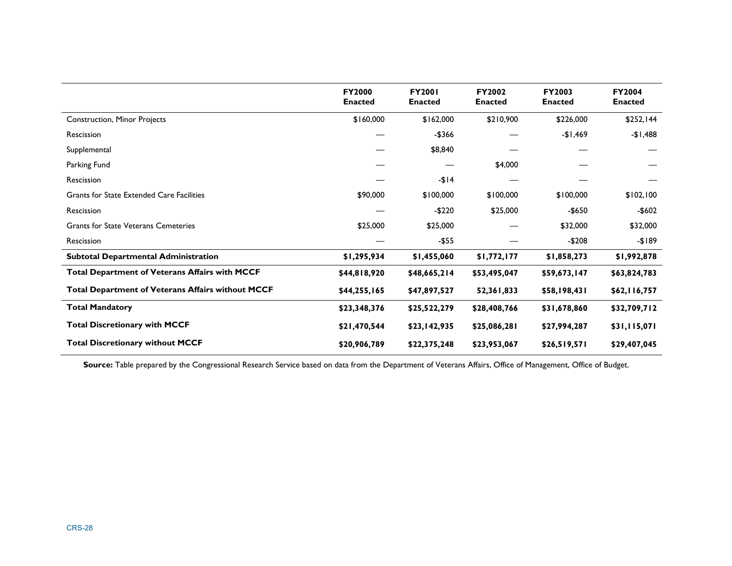| | FY2000 Enacted | FY2001 Enacted | FY2002 Enacted | FY2003 Enacted | FY2004 Enacted |
|---|---|---|---|---|---|
| Construction, Minor Projects | $160,000 | $162,000 | $210,900 | $226,000 | $252,144 |
| Rescission | — | -$366 | — | -$1,469 | -$1,488 |
| Supplemental | — | $8,840 | — | — | — |
| Parking Fund | — | — | $4,000 | — | — |
| Rescission | — | -$14 | — | — | — |
| Grants for State Extended Care Facilities | $90,000 | $100,000 | $100,000 | $100,000 | $102,100 |
| Rescission | — | -$220 | $25,000 | -$650 | -$602 |
| Grants for State Veterans Cemeteries | $25,000 | $25,000 | — | $32,000 | $32,000 |
| Rescission | — | -$55 | — | -$208 | -$189 |
| **Subtotal Departmental Administration** | **$1,295,934** | **$1,455,060** | **$1,772,177** | **$1,858,273** | **$1,992,878** |
| **Total Department of Veterans Affairs with MCCF** | **$44,818,920** | **$48,665,214** | **$53,495,047** | **$59,673,147** | **$63,824,783** |
| **Total Department of Veterans Affairs without MCCF** | **$44,255,165** | **$47,897,527** | **52,361,833** | **$58,198,431** | **$62,116,757** |
| **Total Mandatory** | **$23,348,376** | **$25,522,279** | **$28,408,766** | **$31,678,860** | **$32,709,712** |
| **Total Discretionary with MCCF** | **$21,470,544** | **$23,142,935** | **$25,086,281** | **$27,994,287** | **$31,115,071** |
| **Total Discretionary without MCCF** | **$20,906,789** | **$22,375,248** | **$23,953,067** | **$26,519,571** | **$29,407,045** |

**Source:** Table prepared by the Congressional Research Service based on data from the Department of Veterans Affairs, Office of Management, Office of Budget.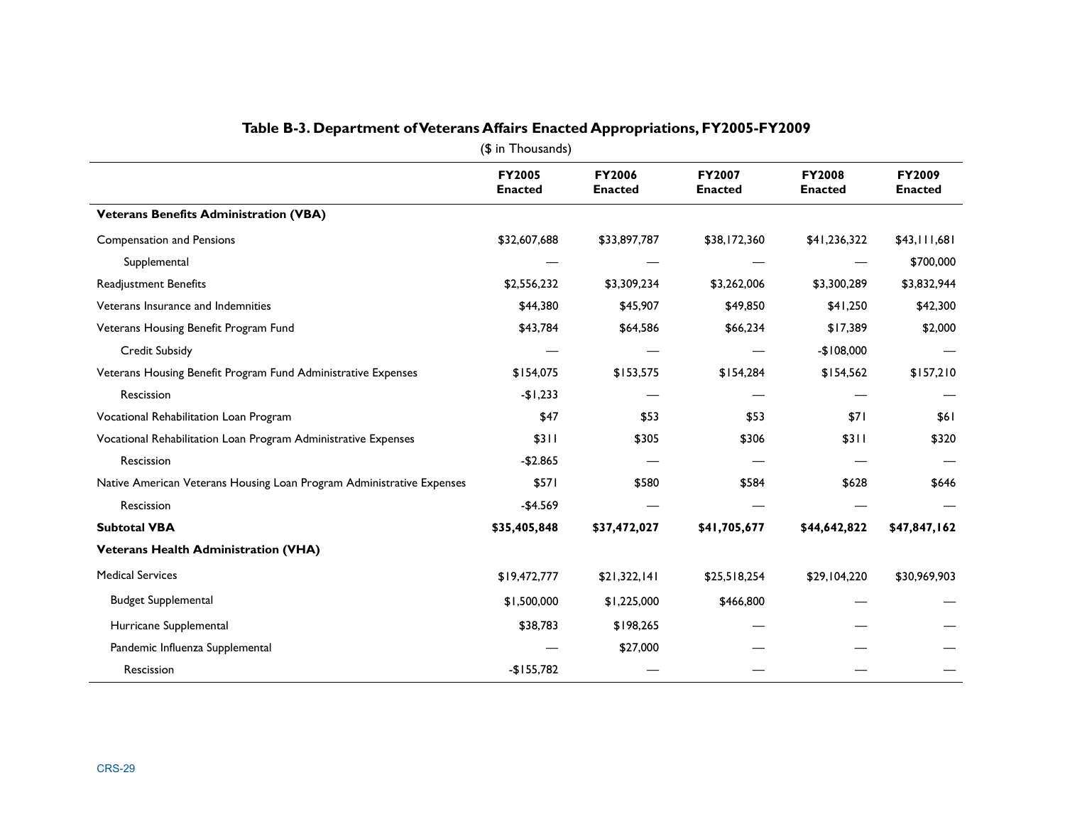**Table B-3. Department of Veterans Affairs Enacted Appropriations, FY2005-FY2009**

($ in Thousands)

| | FY2005 Enacted | FY2006 Enacted | FY2007 Enacted | FY2008 Enacted | FY2009 Enacted |
|---|---|---|---|---|---|
| **Veterans Benefits Administration (VBA)** | | | | | |
| Compensation and Pensions | $32,607,688 | $33,897,787 | $38,172,360 | $41,236,322 | $43,111,681 |
| Supplemental | — | — | — | — | $700,000 |
| Readjustment Benefits | $2,556,232 | $3,309,234 | $3,262,006 | $3,300,289 | $3,832,944 |
| Veterans Insurance and Indemnities | $44,380 | $45,907 | $49,850 | $41,250 | $42,300 |
| Veterans Housing Benefit Program Fund | $43,784 | $64,586 | $66,234 | $17,389 | $2,000 |
| Credit Subsidy | — | — | — | -$108,000 | — |
| Veterans Housing Benefit Program Fund Administrative Expenses | $154,075 | $153,575 | $154,284 | $154,562 | $157,210 |
| Rescission | -$1,233 | — | — | — | — |
| Vocational Rehabilitation Loan Program | $47 | $53 | $53 | $71 | $61 |
| Vocational Rehabilitation Loan Program Administrative Expenses | $311 | $305 | $306 | $311 | $320 |
| Rescission | -$2.865 | — | — | — | — |
| Native American Veterans Housing Loan Program Administrative Expenses | $571 | $580 | $584 | $628 | $646 |
| Rescission | -$4.569 | — | — | — | — |
| **Subtotal VBA** | **$35,405,848** | **$37,472,027** | **$41,705,677** | **$44,642,822** | **$47,847,162** |
| **Veterans Health Administration (VHA)** | | | | | |
| Medical Services | $19,472,777 | $21,322,141 | $25,518,254 | $29,104,220 | $30,969,903 |
| Budget Supplemental | $1,500,000 | $1,225,000 | $466,800 | — | — |
| Hurricane Supplemental | $38,783 | $198,265 | — | — | — |
| Pandemic Influenza Supplemental | — | $27,000 | — | — | — |
| Rescission | -$155,782 | — | — | — | — |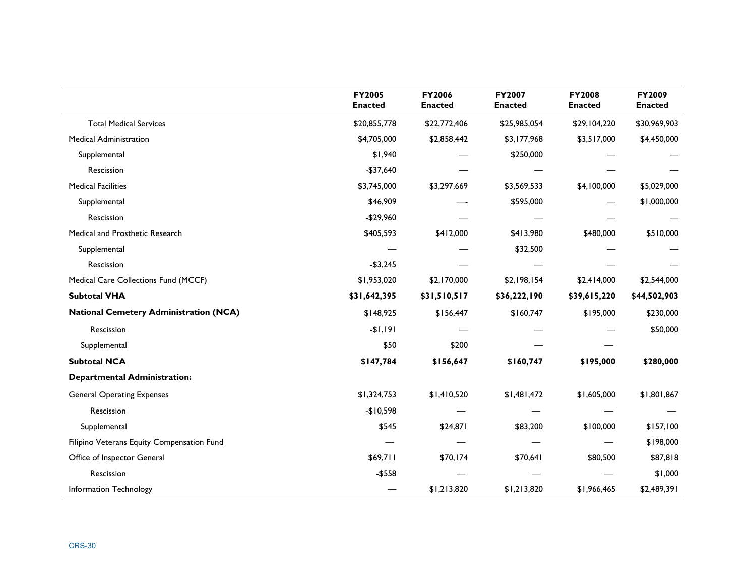| | FY2005 Enacted | FY2006 Enacted | FY2007 Enacted | FY2008 Enacted | FY2009 Enacted |
|---|---|---|---|---|---|
| Total Medical Services | $20,855,778 | $22,772,406 | $25,985,054 | $29,104,220 | $30,969,903 |
| Medical Administration | $4,705,000 | $2,858,442 | $3,177,968 | $3,517,000 | $4,450,000 |
| Supplemental | $1,940 | — | $250,000 | — | — |
| Rescission | -$37,640 | — | — | — | — |
| Medical Facilities | $3,745,000 | $3,297,669 | $3,569,533 | $4,100,000 | $5,029,000 |
| Supplemental | $46,909 | —- | $595,000 | — | $1,000,000 |
| Rescission | -$29,960 | — | — | — | — |
| Medical and Prosthetic Research | $405,593 | $412,000 | $413,980 | $480,000 | $510,000 |
| Supplemental | — | — | $32,500 | — | — |
| Rescission | -$3,245 | — | — | — | — |
| Medical Care Collections Fund (MCCF) | $1,953,020 | $2,170,000 | $2,198,154 | $2,414,000 | $2,544,000 |
| **Subtotal VHA** | **$31,642,395** | **$31,510,517** | **$36,222,190** | **$39,615,220** | **$44,502,903** |
| **National Cemetery Administration (NCA)** | $148,925 | $156,447 | $160,747 | $195,000 | $230,000 |
| Rescission | -$1,191 | — | — | — | $50,000 |
| Supplemental | $50 | $200 | — | — | |
| **Subtotal NCA** | **$147,784** | **$156,647** | **$160,747** | **$195,000** | **$280,000** |
| **Departmental Administration:** | | | | | |
| General Operating Expenses | $1,324,753 | $1,410,520 | $1,481,472 | $1,605,000 | $1,801,867 |
| Rescission | -$10,598 | — | — | — | — |
| Supplemental | $545 | $24,871 | $83,200 | $100,000 | $157,100 |
| Filipino Veterans Equity Compensation Fund | — | — | — | — | $198,000 |
| Office of Inspector General | $69,711 | $70,174 | $70,641 | $80,500 | $87,818 |
| Rescission | -$558 | — | — | — | $1,000 |
| Information Technology | — | $1,213,820 | $1,213,820 | $1,966,465 | $2,489,391 |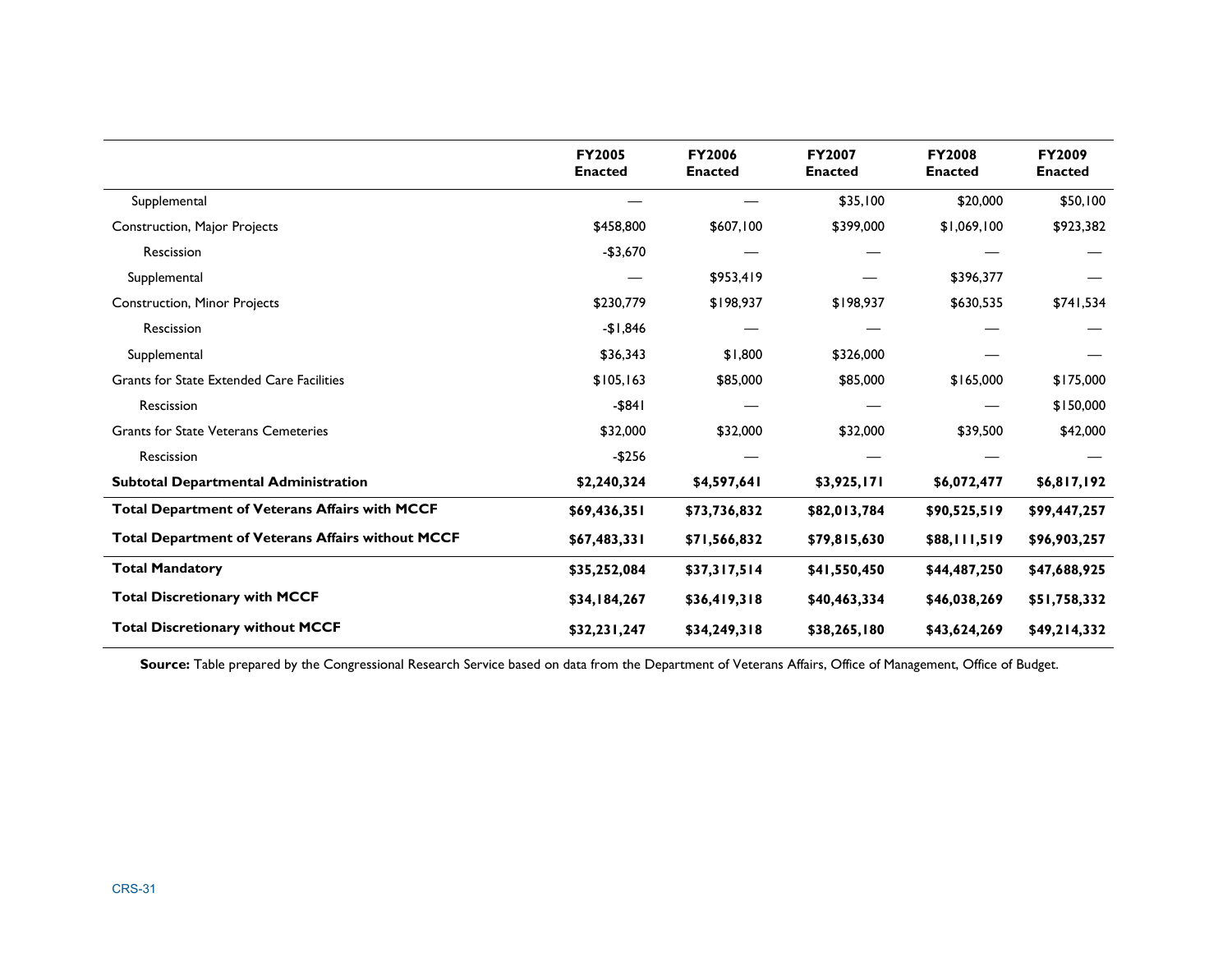| | FY2005 Enacted | FY2006 Enacted | FY2007 Enacted | FY2008 Enacted | FY2009 Enacted |
|---|---|---|---|---|---|
| Supplemental | — | — | $35,100 | $20,000 | $50,100 |
| Construction, Major Projects | $458,800 | $607,100 | $399,000 | $1,069,100 | $923,382 |
| Rescission | -$3,670 | — | — | — | — |
| Supplemental | — | $953,419 | — | $396,377 | — |
| Construction, Minor Projects | $230,779 | $198,937 | $198,937 | $630,535 | $741,534 |
| Rescission | -$1,846 | — | — | — | — |
| Supplemental | $36,343 | $1,800 | $326,000 | — | — |
| Grants for State Extended Care Facilities | $105,163 | $85,000 | $85,000 | $165,000 | $175,000 |
| Rescission | -$841 | — | — | — | $150,000 |
| Grants for State Veterans Cemeteries | $32,000 | $32,000 | $32,000 | $39,500 | $42,000 |
| Rescission | -$256 | — | — | — | — |
| **Subtotal Departmental Administration** | **$2,240,324** | **$4,597,641** | **$3,925,171** | **$6,072,477** | **$6,817,192** |
| **Total Department of Veterans Affairs with MCCF** | **$69,436,351** | **$73,736,832** | **$82,013,784** | **$90,525,519** | **$99,447,257** |
| **Total Department of Veterans Affairs without MCCF** | **$67,483,331** | **$71,566,832** | **$79,815,630** | **$88,111,519** | **$96,903,257** |
| **Total Mandatory** | **$35,252,084** | **$37,317,514** | **$41,550,450** | **$44,487,250** | **$47,688,925** |
| **Total Discretionary with MCCF** | **$34,184,267** | **$36,419,318** | **$40,463,334** | **$46,038,269** | **$51,758,332** |
| **Total Discretionary without MCCF** | **$32,231,247** | **$34,249,318** | **$38,265,180** | **$43,624,269** | **$49,214,332** |

**Source:** Table prepared by the Congressional Research Service based on data from the Department of Veterans Affairs, Office of Management, Office of Budget.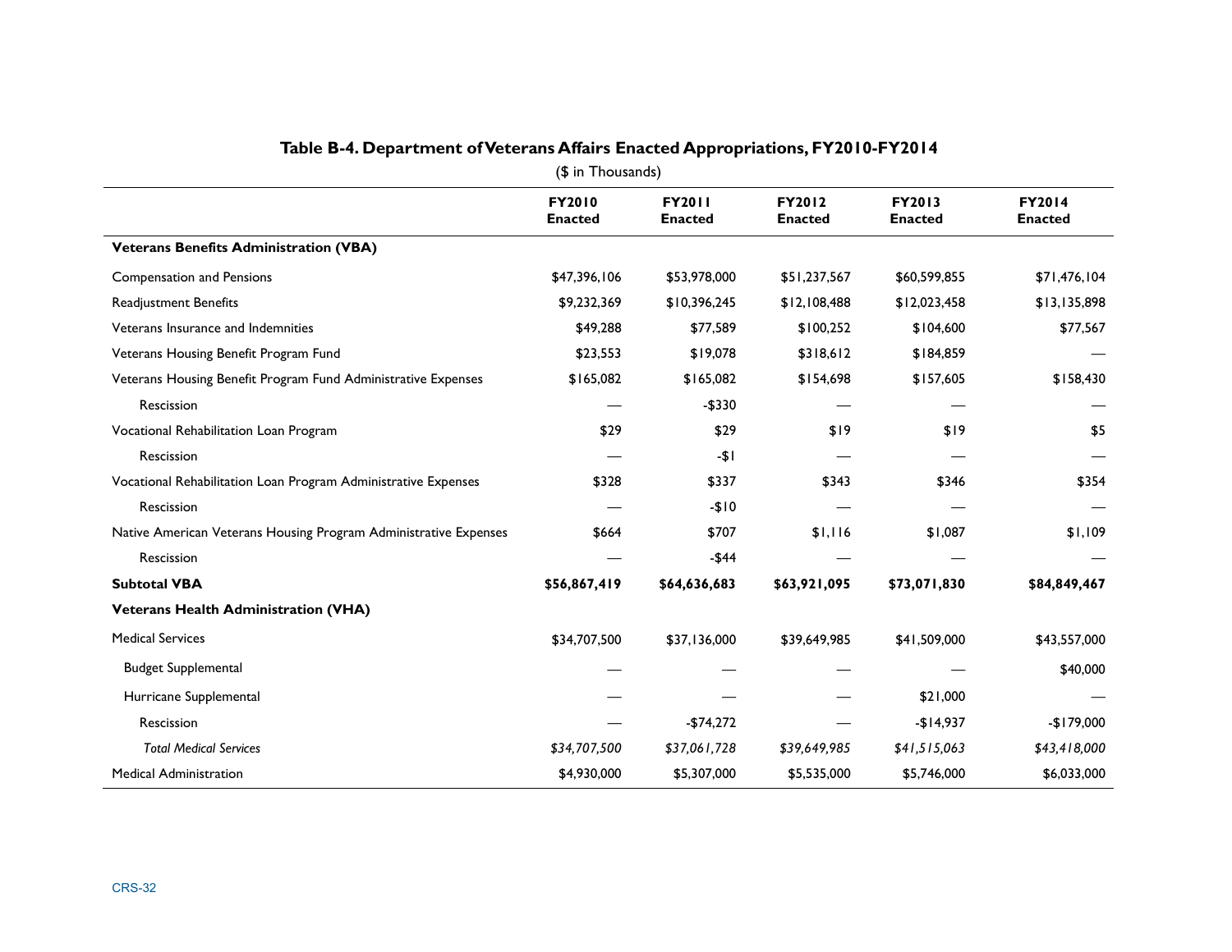**Table B-4. Department of Veterans Affairs Enacted Appropriations, FY2010-FY2014**

($ in Thousands)

| | FY2010 Enacted | FY2011 Enacted | FY2012 Enacted | FY2013 Enacted | FY2014 Enacted |
|---|---|---|---|---|---|
| **Veterans Benefits Administration (VBA)** | | | | | |
| Compensation and Pensions | $47,396,106 | $53,978,000 | $51,237,567 | $60,599,855 | $71,476,104 |
| Readjustment Benefits | $9,232,369 | $10,396,245 | $12,108,488 | $12,023,458 | $13,135,898 |
| Veterans Insurance and Indemnities | $49,288 | $77,589 | $100,252 | $104,600 | $77,567 |
| Veterans Housing Benefit Program Fund | $23,553 | $19,078 | $318,612 | $184,859 | — |
| Veterans Housing Benefit Program Fund Administrative Expenses | $165,082 | $165,082 | $154,698 | $157,605 | $158,430 |
| Rescission | — | -$330 | — | — | — |
| Vocational Rehabilitation Loan Program | $29 | $29 | $19 | $19 | $5 |
| Rescission | — | -$1 | — | — | — |
| Vocational Rehabilitation Loan Program Administrative Expenses | $328 | $337 | $343 | $346 | $354 |
| Rescission | — | -$10 | — | — | — |
| Native American Veterans Housing Program Administrative Expenses | $664 | $707 | $1,116 | $1,087 | $1,109 |
| Rescission | — | -$44 | — | — | — |
| **Subtotal VBA** | **$56,867,419** | **$64,636,683** | **$63,921,095** | **$73,071,830** | **$84,849,467** |
| **Veterans Health Administration (VHA)** | | | | | |
| Medical Services | $34,707,500 | $37,136,000 | $39,649,985 | $41,509,000 | $43,557,000 |
| Budget Supplemental | — | — | — | — | $40,000 |
| Hurricane Supplemental | — | — | — | $21,000 | — |
| Rescission | — | -$74,272 | — | -$14,937 | -$179,000 |
| *Total Medical Services* | *$34,707,500* | *$37,061,728* | *$39,649,985* | *$41,515,063* | *$43,418,000* |
| Medical Administration | $4,930,000 | $5,307,000 | $5,535,000 | $5,746,000 | $6,033,000 |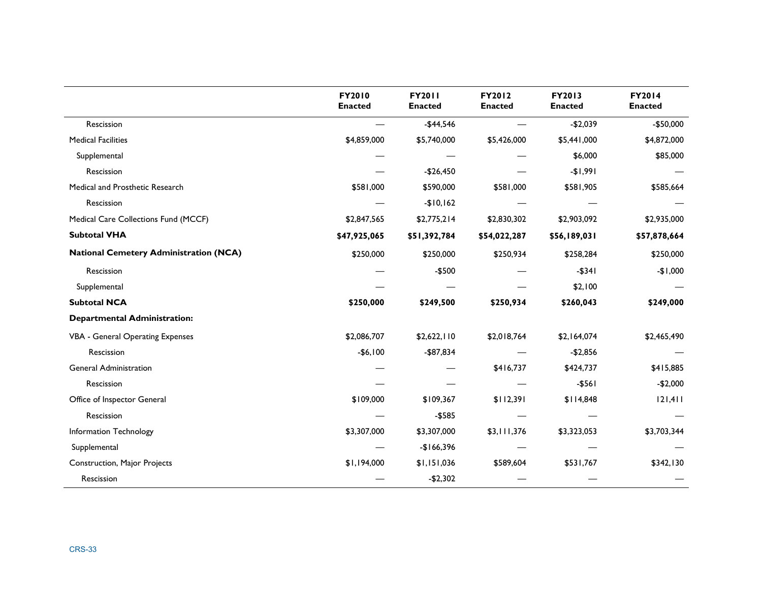| | FY2010 Enacted | FY2011 Enacted | FY2012 Enacted | FY2013 Enacted | FY2014 Enacted |
|---|---|---|---|---|---|
| Rescission | — | -$44,546 | — | -$2,039 | -$50,000 |
| Medical Facilities | $4,859,000 | $5,740,000 | $5,426,000 | $5,441,000 | $4,872,000 |
| Supplemental | — | — | — | $6,000 | $85,000 |
| Rescission | — | -$26,450 | — | -$1,991 | — |
| Medical and Prosthetic Research | $581,000 | $590,000 | $581,000 | $581,905 | $585,664 |
| Rescission | — | -$10,162 | — | — | — |
| Medical Care Collections Fund (MCCF) | $2,847,565 | $2,775,214 | $2,830,302 | $2,903,092 | $2,935,000 |
| **Subtotal VHA** | **$47,925,065** | **$51,392,784** | **$54,022,287** | **$56,189,031** | **$57,878,664** |
| **National Cemetery Administration (NCA)** | $250,000 | $250,000 | $250,934 | $258,284 | $250,000 |
| Rescission | — | -$500 | — | -$341 | -$1,000 |
| Supplemental | — | — | — | $2,100 | — |
| **Subtotal NCA** | **$250,000** | **$249,500** | **$250,934** | **$260,043** | **$249,000** |
| **Departmental Administration:** | | | | | |
| VBA - General Operating Expenses | $2,086,707 | $2,622,110 | $2,018,764 | $2,164,074 | $2,465,490 |
| Rescission | -$6,100 | -$87,834 | — | -$2,856 | — |
| General Administration | — | — | $416,737 | $424,737 | $415,885 |
| Rescission | — | — | — | -$561 | -$2,000 |
| Office of Inspector General | $109,000 | $109,367 | $112,391 | $114,848 | 121,411 |
| Rescission | — | -$585 | — | — | — |
| Information Technology | $3,307,000 | $3,307,000 | $3,111,376 | $3,323,053 | $3,703,344 |
| Supplemental | — | -$166,396 | — | — | — |
| Construction, Major Projects | $1,194,000 | $1,151,036 | $589,604 | $531,767 | $342,130 |
| Rescission | — | -$2,302 | — | — | — |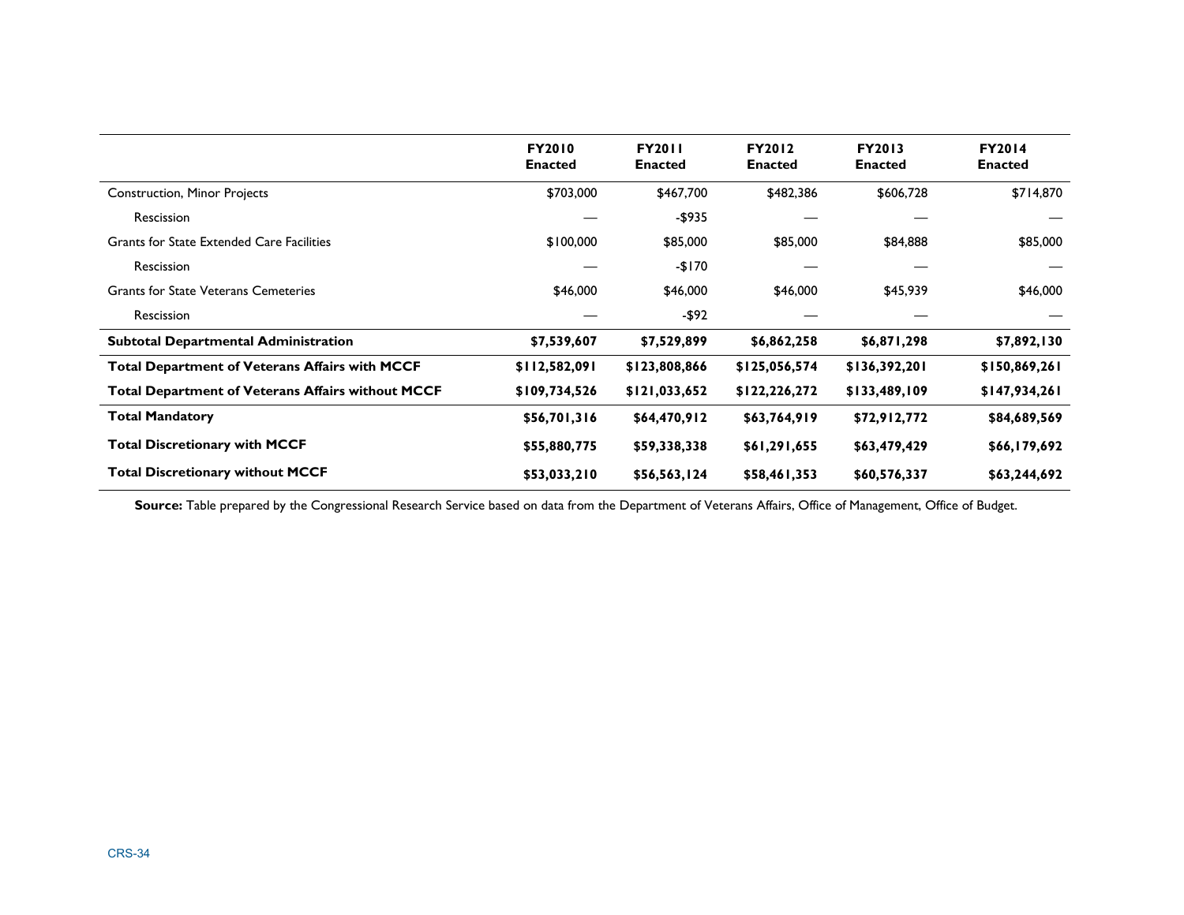| | FY2010 Enacted | FY2011 Enacted | FY2012 Enacted | FY2013 Enacted | FY2014 Enacted |
|---|---|---|---|---|---|
| Construction, Minor Projects | $703,000 | $467,700 | $482,386 | $606,728 | $714,870 |
| Rescission | — | -$935 | — | — | — |
| Grants for State Extended Care Facilities | $100,000 | $85,000 | $85,000 | $84,888 | $85,000 |
| Rescission | — | -$170 | — | — | — |
| Grants for State Veterans Cemeteries | $46,000 | $46,000 | $46,000 | $45,939 | $46,000 |
| Rescission | — | -$92 | — | — | — |
| **Subtotal Departmental Administration** | **$7,539,607** | **$7,529,899** | **$6,862,258** | **$6,871,298** | **$7,892,130** |
| **Total Department of Veterans Affairs with MCCF** | **$112,582,091** | **$123,808,866** | **$125,056,574** | **$136,392,201** | **$150,869,261** |
| **Total Department of Veterans Affairs without MCCF** | **$109,734,526** | **$121,033,652** | **$122,226,272** | **$133,489,109** | **$147,934,261** |
| **Total Mandatory** | **$56,701,316** | **$64,470,912** | **$63,764,919** | **$72,912,772** | **$84,689,569** |
| **Total Discretionary with MCCF** | **$55,880,775** | **$59,338,338** | **$61,291,655** | **$63,479,429** | **$66,179,692** |
| **Total Discretionary without MCCF** | **$53,033,210** | **$56,563,124** | **$58,461,353** | **$60,576,337** | **$63,244,692** |

**Source:** Table prepared by the Congressional Research Service based on data from the Department of Veterans Affairs, Office of Management, Office of Budget.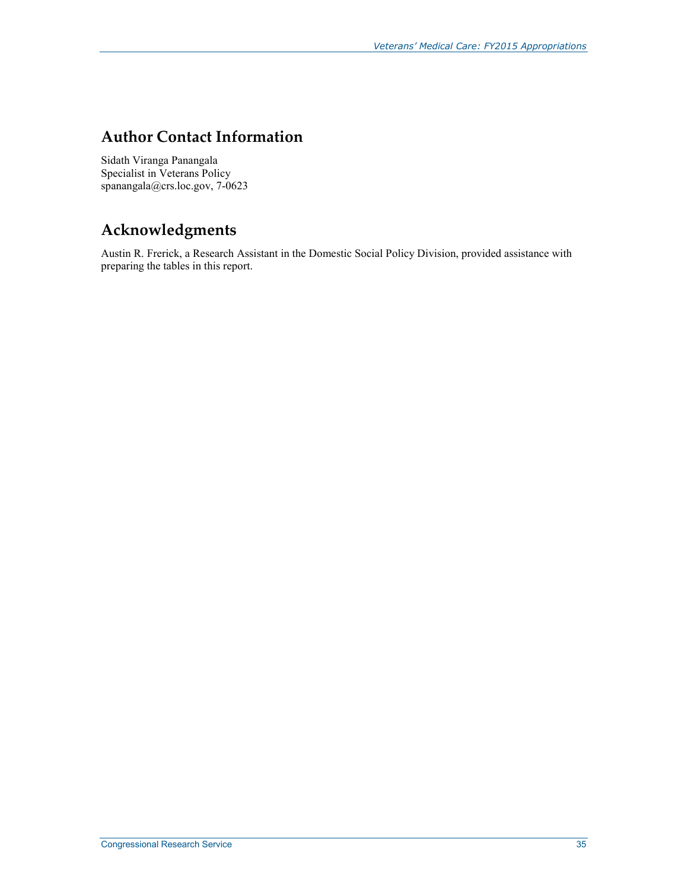## Author Contact Information

Sidath Viranga Panangala
Specialist in Veterans Policy
spanangala@crs.loc.gov, 7-0623

## Acknowledgments

Austin R. Frerick, a Research Assistant in the Domestic Social Policy Division, provided assistance with preparing the tables in this report.